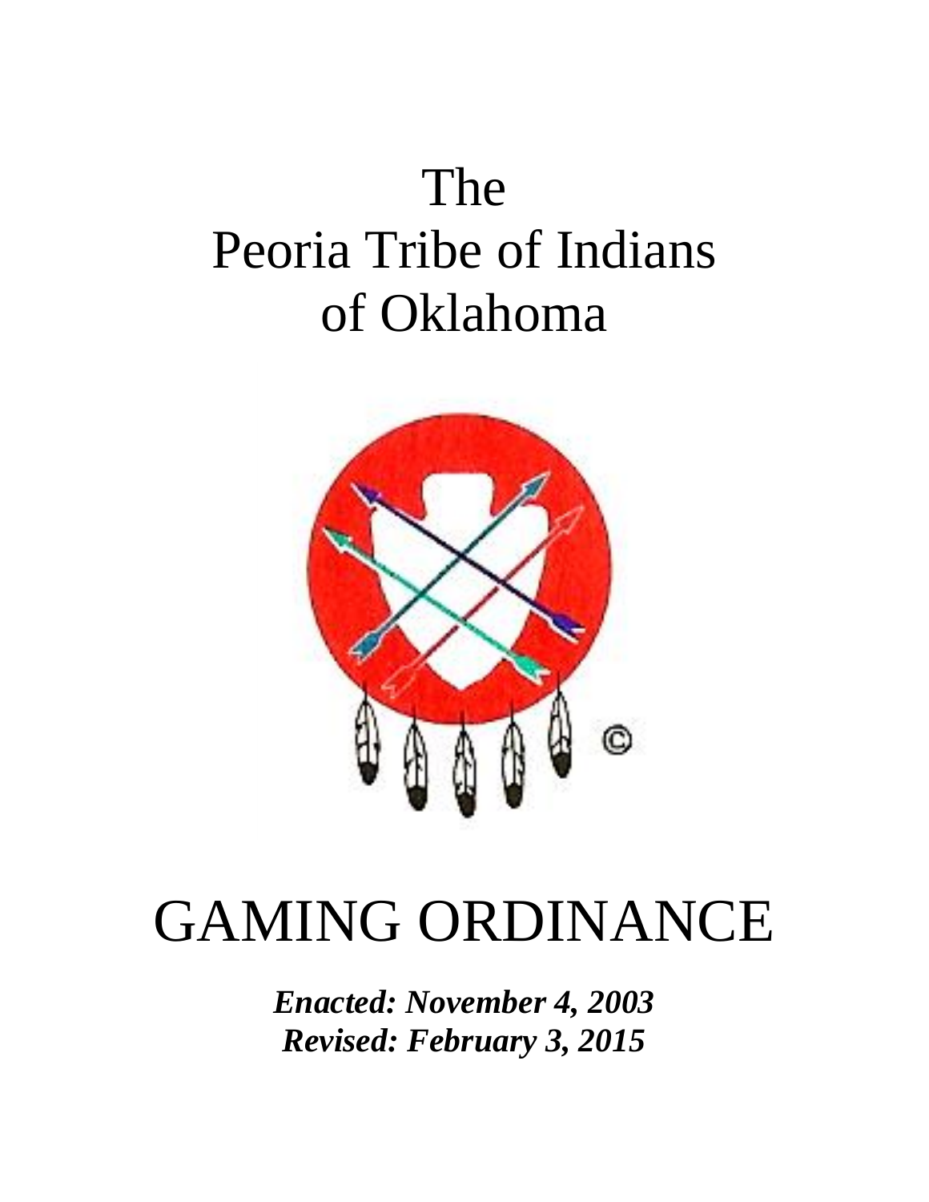# The Peoria Tribe of Indians of Oklahoma

# GAMING ORDINANCE

***Enacted: November 4, 2003***
***Revised: February 3, 2015***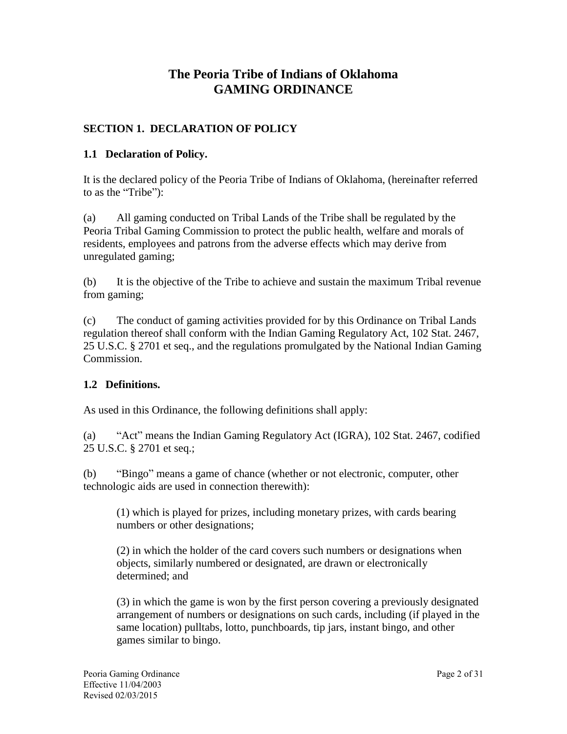# The Peoria Tribe of Indians of Oklahoma
# GAMING ORDINANCE

## SECTION 1. DECLARATION OF POLICY

### 1.1 Declaration of Policy.

It is the declared policy of the Peoria Tribe of Indians of Oklahoma, (hereinafter referred to as the "Tribe"):

(a) All gaming conducted on Tribal Lands of the Tribe shall be regulated by the Peoria Tribal Gaming Commission to protect the public health, welfare and morals of residents, employees and patrons from the adverse effects which may derive from unregulated gaming;

(b) It is the objective of the Tribe to achieve and sustain the maximum Tribal revenue from gaming;

(c) The conduct of gaming activities provided for by this Ordinance on Tribal Lands regulation thereof shall conform with the Indian Gaming Regulatory Act, 102 Stat. 2467, 25 U.S.C. § 2701 et seq., and the regulations promulgated by the National Indian Gaming Commission.

### 1.2 Definitions.

As used in this Ordinance, the following definitions shall apply:

(a) "Act" means the Indian Gaming Regulatory Act (IGRA), 102 Stat. 2467, codified 25 U.S.C. § 2701 et seq.;

(b) "Bingo" means a game of chance (whether or not electronic, computer, other technologic aids are used in connection therewith):

> (1) which is played for prizes, including monetary prizes, with cards bearing numbers or other designations;
>
> (2) in which the holder of the card covers such numbers or designations when objects, similarly numbered or designated, are drawn or electronically determined; and
>
> (3) in which the game is won by the first person covering a previously designated arrangement of numbers or designations on such cards, including (if played in the same location) pulltabs, lotto, punchboards, tip jars, instant bingo, and other games similar to bingo.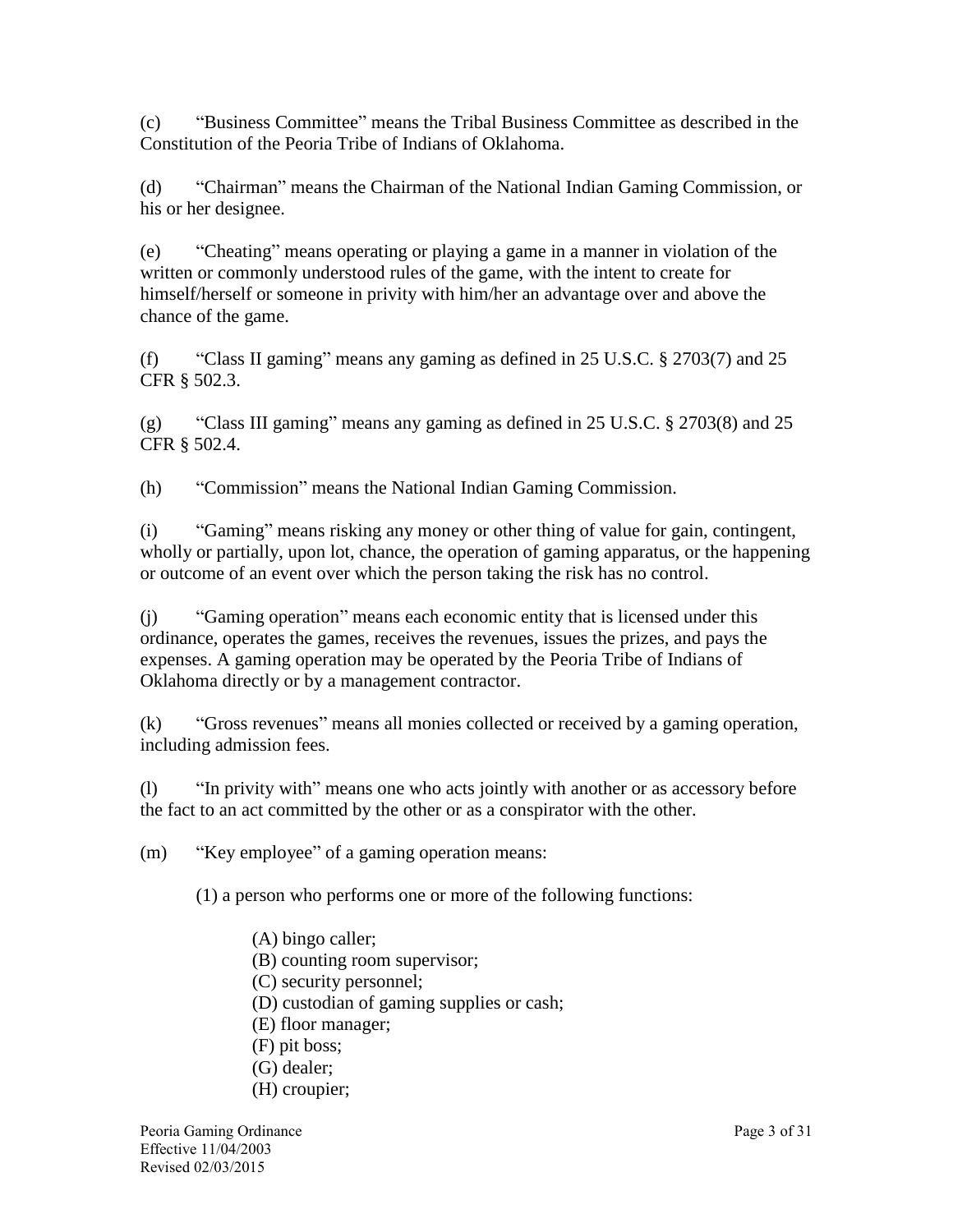(c) "Business Committee" means the Tribal Business Committee as described in the Constitution of the Peoria Tribe of Indians of Oklahoma.

(d) "Chairman" means the Chairman of the National Indian Gaming Commission, or his or her designee.

(e) "Cheating" means operating or playing a game in a manner in violation of the written or commonly understood rules of the game, with the intent to create for himself/herself or someone in privity with him/her an advantage over and above the chance of the game.

(f) "Class II gaming" means any gaming as defined in 25 U.S.C. § 2703(7) and 25 CFR § 502.3.

(g) "Class III gaming" means any gaming as defined in 25 U.S.C. § 2703(8) and 25 CFR § 502.4.

(h) "Commission" means the National Indian Gaming Commission.

(i) "Gaming" means risking any money or other thing of value for gain, contingent, wholly or partially, upon lot, chance, the operation of gaming apparatus, or the happening or outcome of an event over which the person taking the risk has no control.

(j) "Gaming operation" means each economic entity that is licensed under this ordinance, operates the games, receives the revenues, issues the prizes, and pays the expenses. A gaming operation may be operated by the Peoria Tribe of Indians of Oklahoma directly or by a management contractor.

(k) "Gross revenues" means all monies collected or received by a gaming operation, including admission fees.

(l) "In privity with" means one who acts jointly with another or as accessory before the fact to an act committed by the other or as a conspirator with the other.

(m) "Key employee" of a gaming operation means:

(1) a person who performs one or more of the following functions:

(A) bingo caller;
(B) counting room supervisor;
(C) security personnel;
(D) custodian of gaming supplies or cash;
(E) floor manager;
(F) pit boss;
(G) dealer;
(H) croupier;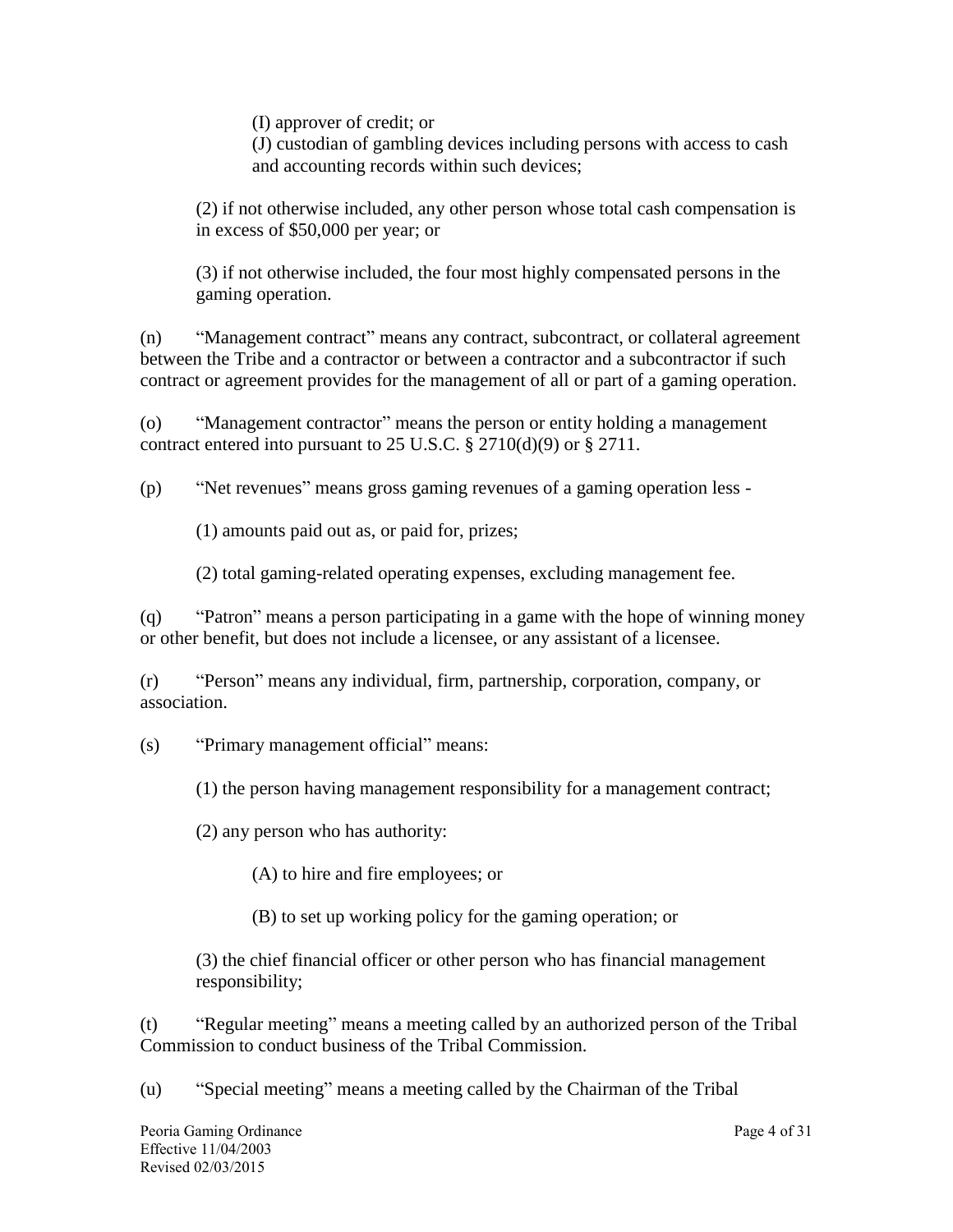(I) approver of credit; or

(J) custodian of gambling devices including persons with access to cash and accounting records within such devices;

(2) if not otherwise included, any other person whose total cash compensation is in excess of $50,000 per year; or

(3) if not otherwise included, the four most highly compensated persons in the gaming operation.

(n) “Management contract” means any contract, subcontract, or collateral agreement between the Tribe and a contractor or between a contractor and a subcontractor if such contract or agreement provides for the management of all or part of a gaming operation.

(o) “Management contractor” means the person or entity holding a management contract entered into pursuant to 25 U.S.C. § 2710(d)(9) or § 2711.

(p) “Net revenues” means gross gaming revenues of a gaming operation less -

(1) amounts paid out as, or paid for, prizes;

(2) total gaming-related operating expenses, excluding management fee.

(q) “Patron” means a person participating in a game with the hope of winning money or other benefit, but does not include a licensee, or any assistant of a licensee.

(r) “Person” means any individual, firm, partnership, corporation, company, or association.

(s) “Primary management official” means:

(1) the person having management responsibility for a management contract;

(2) any person who has authority:

(A) to hire and fire employees; or

(B) to set up working policy for the gaming operation; or

(3) the chief financial officer or other person who has financial management responsibility;

(t) “Regular meeting” means a meeting called by an authorized person of the Tribal Commission to conduct business of the Tribal Commission.

(u) “Special meeting” means a meeting called by the Chairman of the Tribal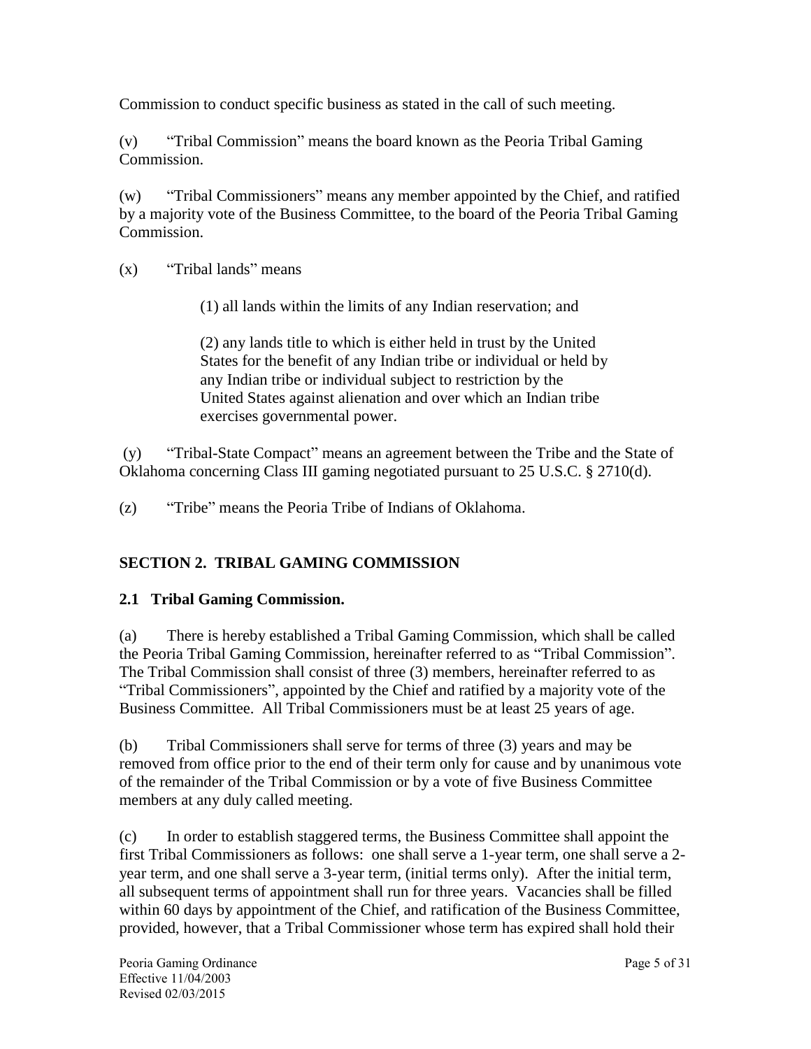Commission to conduct specific business as stated in the call of such meeting.

(v) "Tribal Commission" means the board known as the Peoria Tribal Gaming Commission.

(w) "Tribal Commissioners" means any member appointed by the Chief, and ratified by a majority vote of the Business Committee, to the board of the Peoria Tribal Gaming Commission.

(x) "Tribal lands" means

> (1) all lands within the limits of any Indian reservation; and
>
> (2) any lands title to which is either held in trust by the United States for the benefit of any Indian tribe or individual or held by any Indian tribe or individual subject to restriction by the United States against alienation and over which an Indian tribe exercises governmental power.

(y) "Tribal-State Compact" means an agreement between the Tribe and the State of Oklahoma concerning Class III gaming negotiated pursuant to 25 U.S.C. § 2710(d).

(z) "Tribe" means the Peoria Tribe of Indians of Oklahoma.

## SECTION 2. TRIBAL GAMING COMMISSION

### 2.1 Tribal Gaming Commission.

(a) There is hereby established a Tribal Gaming Commission, which shall be called the Peoria Tribal Gaming Commission, hereinafter referred to as "Tribal Commission". The Tribal Commission shall consist of three (3) members, hereinafter referred to as "Tribal Commissioners", appointed by the Chief and ratified by a majority vote of the Business Committee. All Tribal Commissioners must be at least 25 years of age.

(b) Tribal Commissioners shall serve for terms of three (3) years and may be removed from office prior to the end of their term only for cause and by unanimous vote of the remainder of the Tribal Commission or by a vote of five Business Committee members at any duly called meeting.

(c) In order to establish staggered terms, the Business Committee shall appoint the first Tribal Commissioners as follows: one shall serve a 1-year term, one shall serve a 2-year term, and one shall serve a 3-year term, (initial terms only). After the initial term, all subsequent terms of appointment shall run for three years. Vacancies shall be filled within 60 days by appointment of the Chief, and ratification of the Business Committee, provided, however, that a Tribal Commissioner whose term has expired shall hold their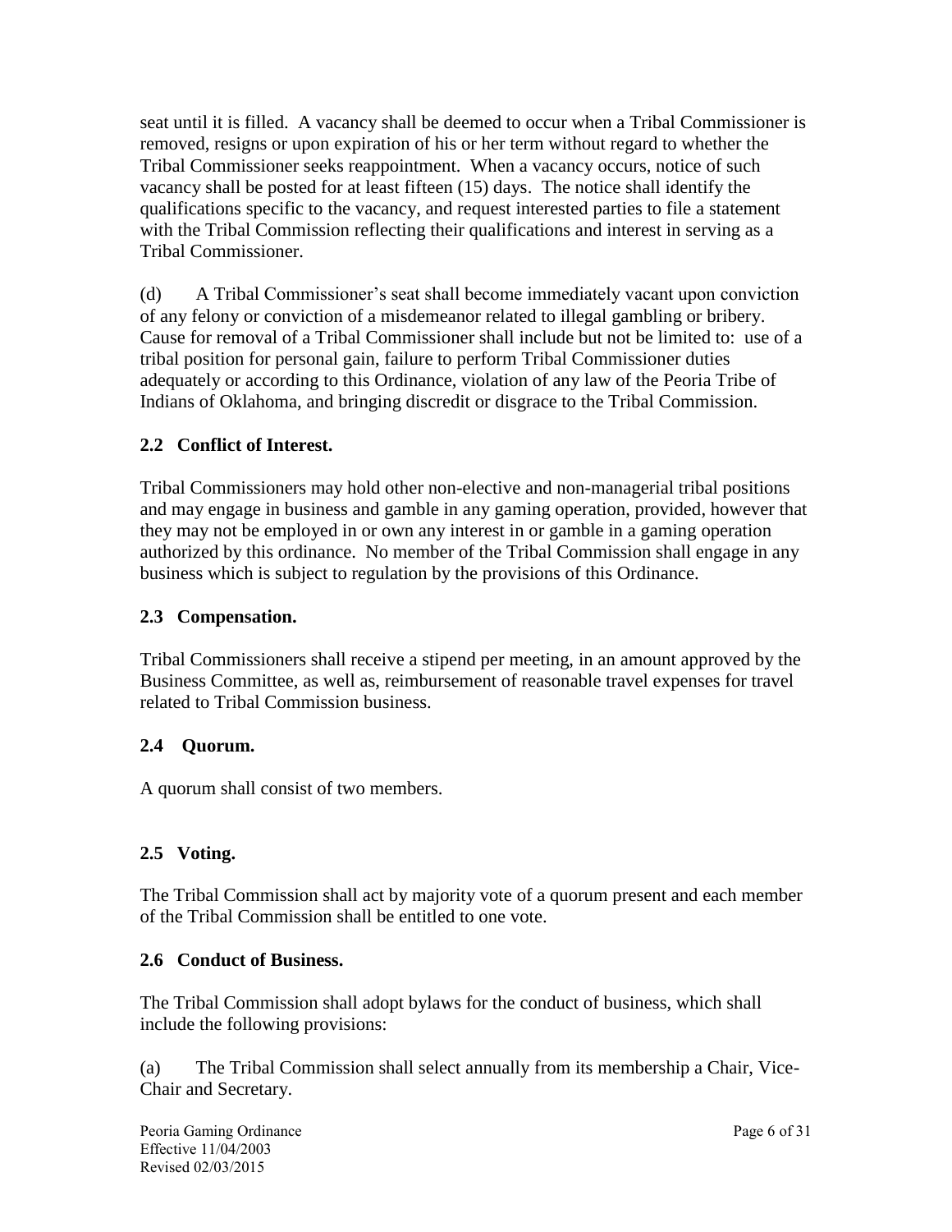seat until it is filled. A vacancy shall be deemed to occur when a Tribal Commissioner is removed, resigns or upon expiration of his or her term without regard to whether the Tribal Commissioner seeks reappointment. When a vacancy occurs, notice of such vacancy shall be posted for at least fifteen (15) days. The notice shall identify the qualifications specific to the vacancy, and request interested parties to file a statement with the Tribal Commission reflecting their qualifications and interest in serving as a Tribal Commissioner.

(d) A Tribal Commissioner's seat shall become immediately vacant upon conviction of any felony or conviction of a misdemeanor related to illegal gambling or bribery. Cause for removal of a Tribal Commissioner shall include but not be limited to: use of a tribal position for personal gain, failure to perform Tribal Commissioner duties adequately or according to this Ordinance, violation of any law of the Peoria Tribe of Indians of Oklahoma, and bringing discredit or disgrace to the Tribal Commission.

### 2.2 Conflict of Interest.

Tribal Commissioners may hold other non-elective and non-managerial tribal positions and may engage in business and gamble in any gaming operation, provided, however that they may not be employed in or own any interest in or gamble in a gaming operation authorized by this ordinance. No member of the Tribal Commission shall engage in any business which is subject to regulation by the provisions of this Ordinance.

### 2.3 Compensation.

Tribal Commissioners shall receive a stipend per meeting, in an amount approved by the Business Committee, as well as, reimbursement of reasonable travel expenses for travel related to Tribal Commission business.

### 2.4 Quorum.

A quorum shall consist of two members.

### 2.5 Voting.

The Tribal Commission shall act by majority vote of a quorum present and each member of the Tribal Commission shall be entitled to one vote.

### 2.6 Conduct of Business.

The Tribal Commission shall adopt bylaws for the conduct of business, which shall include the following provisions:

(a) The Tribal Commission shall select annually from its membership a Chair, Vice-Chair and Secretary.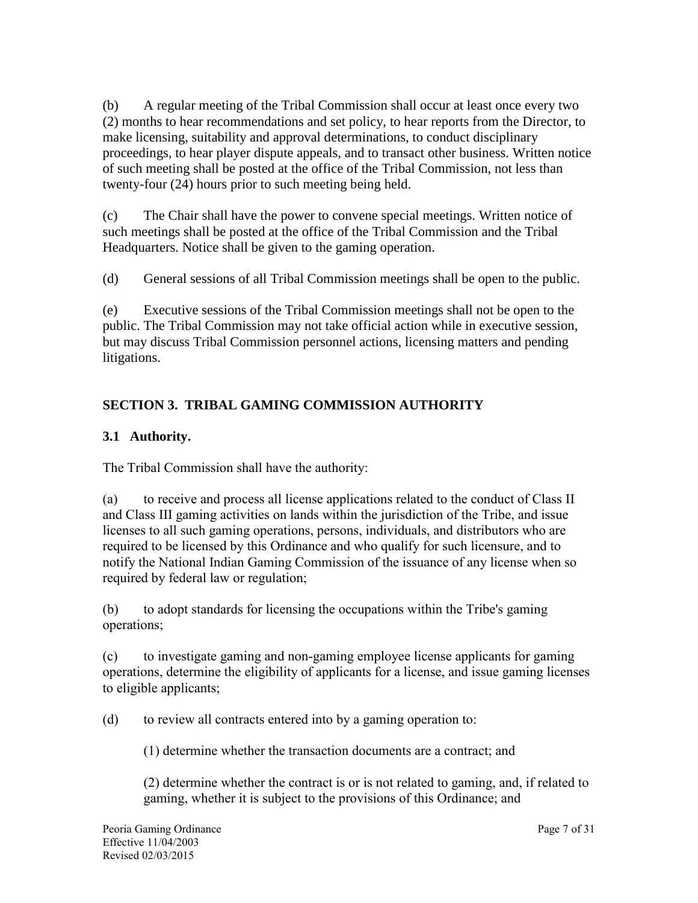(b) A regular meeting of the Tribal Commission shall occur at least once every two (2) months to hear recommendations and set policy, to hear reports from the Director, to make licensing, suitability and approval determinations, to conduct disciplinary proceedings, to hear player dispute appeals, and to transact other business. Written notice of such meeting shall be posted at the office of the Tribal Commission, not less than twenty-four (24) hours prior to such meeting being held.

(c) The Chair shall have the power to convene special meetings. Written notice of such meetings shall be posted at the office of the Tribal Commission and the Tribal Headquarters. Notice shall be given to the gaming operation.

(d) General sessions of all Tribal Commission meetings shall be open to the public.

(e) Executive sessions of the Tribal Commission meetings shall not be open to the public. The Tribal Commission may not take official action while in executive session, but may discuss Tribal Commission personnel actions, licensing matters and pending litigations.

## SECTION 3. TRIBAL GAMING COMMISSION AUTHORITY

### 3.1 Authority.

The Tribal Commission shall have the authority:

(a) to receive and process all license applications related to the conduct of Class II and Class III gaming activities on lands within the jurisdiction of the Tribe, and issue licenses to all such gaming operations, persons, individuals, and distributors who are required to be licensed by this Ordinance and who qualify for such licensure, and to notify the National Indian Gaming Commission of the issuance of any license when so required by federal law or regulation;

(b) to adopt standards for licensing the occupations within the Tribe's gaming operations;

(c) to investigate gaming and non-gaming employee license applicants for gaming operations, determine the eligibility of applicants for a license, and issue gaming licenses to eligible applicants;

(d) to review all contracts entered into by a gaming operation to:

(1) determine whether the transaction documents are a contract; and

(2) determine whether the contract is or is not related to gaming, and, if related to gaming, whether it is subject to the provisions of this Ordinance; and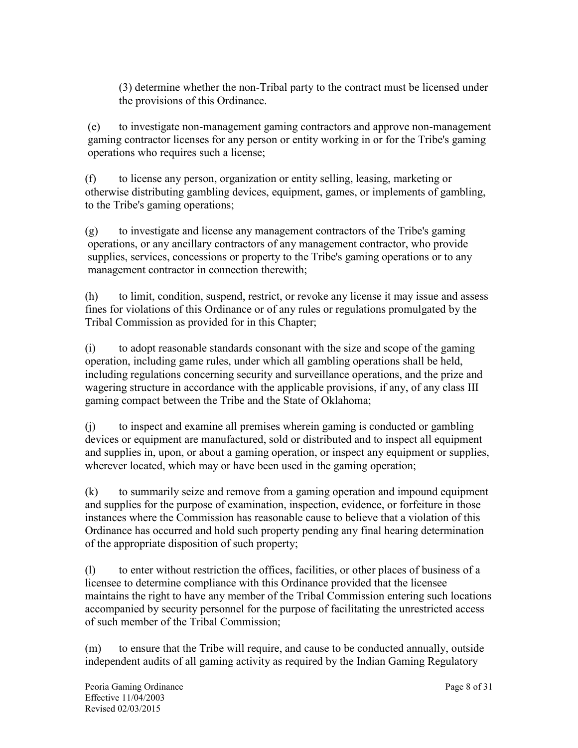(3) determine whether the non-Tribal party to the contract must be licensed under the provisions of this Ordinance.

(e) to investigate non-management gaming contractors and approve non-management gaming contractor licenses for any person or entity working in or for the Tribe's gaming operations who requires such a license;

(f) to license any person, organization or entity selling, leasing, marketing or otherwise distributing gambling devices, equipment, games, or implements of gambling, to the Tribe's gaming operations;

(g) to investigate and license any management contractors of the Tribe's gaming operations, or any ancillary contractors of any management contractor, who provide supplies, services, concessions or property to the Tribe's gaming operations or to any management contractor in connection therewith;

(h) to limit, condition, suspend, restrict, or revoke any license it may issue and assess fines for violations of this Ordinance or of any rules or regulations promulgated by the Tribal Commission as provided for in this Chapter;

(i) to adopt reasonable standards consonant with the size and scope of the gaming operation, including game rules, under which all gambling operations shall be held, including regulations concerning security and surveillance operations, and the prize and wagering structure in accordance with the applicable provisions, if any, of any class III gaming compact between the Tribe and the State of Oklahoma;

(j) to inspect and examine all premises wherein gaming is conducted or gambling devices or equipment are manufactured, sold or distributed and to inspect all equipment and supplies in, upon, or about a gaming operation, or inspect any equipment or supplies, wherever located, which may or have been used in the gaming operation;

(k) to summarily seize and remove from a gaming operation and impound equipment and supplies for the purpose of examination, inspection, evidence, or forfeiture in those instances where the Commission has reasonable cause to believe that a violation of this Ordinance has occurred and hold such property pending any final hearing determination of the appropriate disposition of such property;

(l) to enter without restriction the offices, facilities, or other places of business of a licensee to determine compliance with this Ordinance provided that the licensee maintains the right to have any member of the Tribal Commission entering such locations accompanied by security personnel for the purpose of facilitating the unrestricted access of such member of the Tribal Commission;

(m) to ensure that the Tribe will require, and cause to be conducted annually, outside independent audits of all gaming activity as required by the Indian Gaming Regulatory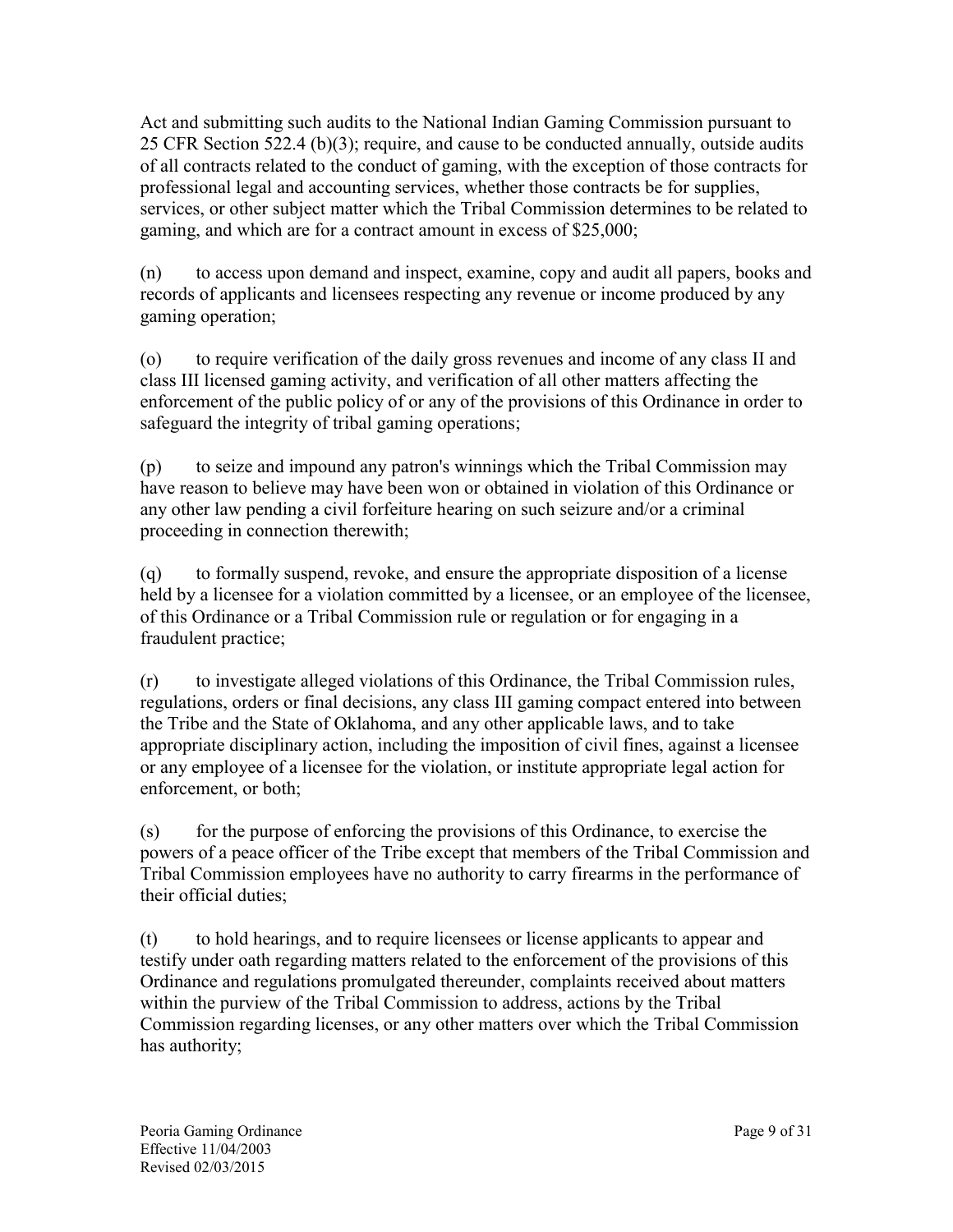Act and submitting such audits to the National Indian Gaming Commission pursuant to 25 CFR Section 522.4 (b)(3); require, and cause to be conducted annually, outside audits of all contracts related to the conduct of gaming, with the exception of those contracts for professional legal and accounting services, whether those contracts be for supplies, services, or other subject matter which the Tribal Commission determines to be related to gaming, and which are for a contract amount in excess of $25,000;

(n) to access upon demand and inspect, examine, copy and audit all papers, books and records of applicants and licensees respecting any revenue or income produced by any gaming operation;

(o) to require verification of the daily gross revenues and income of any class II and class III licensed gaming activity, and verification of all other matters affecting the enforcement of the public policy of or any of the provisions of this Ordinance in order to safeguard the integrity of tribal gaming operations;

(p) to seize and impound any patron's winnings which the Tribal Commission may have reason to believe may have been won or obtained in violation of this Ordinance or any other law pending a civil forfeiture hearing on such seizure and/or a criminal proceeding in connection therewith;

(q) to formally suspend, revoke, and ensure the appropriate disposition of a license held by a licensee for a violation committed by a licensee, or an employee of the licensee, of this Ordinance or a Tribal Commission rule or regulation or for engaging in a fraudulent practice;

(r) to investigate alleged violations of this Ordinance, the Tribal Commission rules, regulations, orders or final decisions, any class III gaming compact entered into between the Tribe and the State of Oklahoma, and any other applicable laws, and to take appropriate disciplinary action, including the imposition of civil fines, against a licensee or any employee of a licensee for the violation, or institute appropriate legal action for enforcement, or both;

(s) for the purpose of enforcing the provisions of this Ordinance, to exercise the powers of a peace officer of the Tribe except that members of the Tribal Commission and Tribal Commission employees have no authority to carry firearms in the performance of their official duties;

(t) to hold hearings, and to require licensees or license applicants to appear and testify under oath regarding matters related to the enforcement of the provisions of this Ordinance and regulations promulgated thereunder, complaints received about matters within the purview of the Tribal Commission to address, actions by the Tribal Commission regarding licenses, or any other matters over which the Tribal Commission has authority;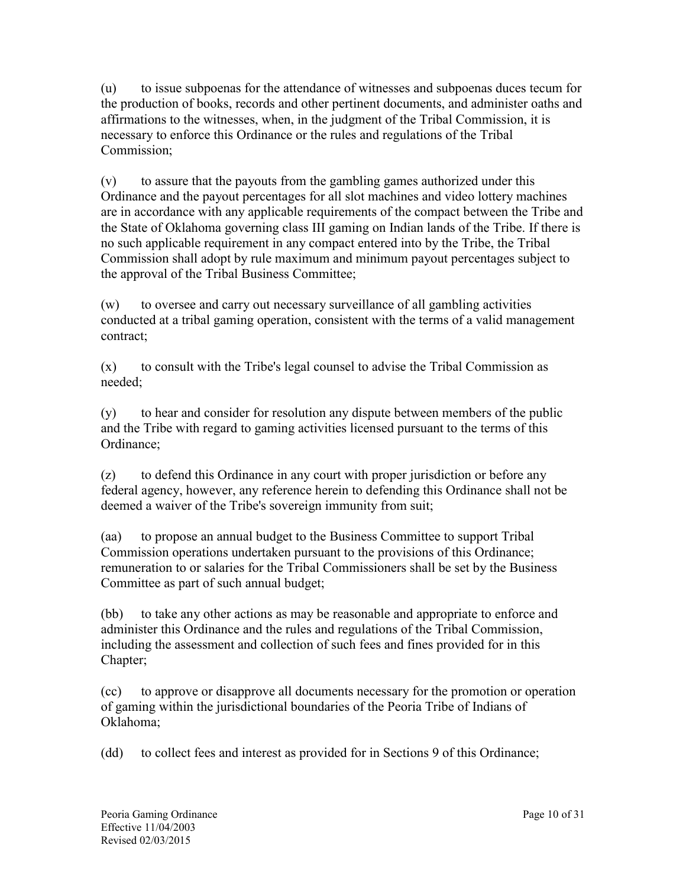(u) to issue subpoenas for the attendance of witnesses and subpoenas duces tecum for the production of books, records and other pertinent documents, and administer oaths and affirmations to the witnesses, when, in the judgment of the Tribal Commission, it is necessary to enforce this Ordinance or the rules and regulations of the Tribal Commission;

(v) to assure that the payouts from the gambling games authorized under this Ordinance and the payout percentages for all slot machines and video lottery machines are in accordance with any applicable requirements of the compact between the Tribe and the State of Oklahoma governing class III gaming on Indian lands of the Tribe. If there is no such applicable requirement in any compact entered into by the Tribe, the Tribal Commission shall adopt by rule maximum and minimum payout percentages subject to the approval of the Tribal Business Committee;

(w) to oversee and carry out necessary surveillance of all gambling activities conducted at a tribal gaming operation, consistent with the terms of a valid management contract;

(x) to consult with the Tribe's legal counsel to advise the Tribal Commission as needed;

(y) to hear and consider for resolution any dispute between members of the public and the Tribe with regard to gaming activities licensed pursuant to the terms of this Ordinance;

(z) to defend this Ordinance in any court with proper jurisdiction or before any federal agency, however, any reference herein to defending this Ordinance shall not be deemed a waiver of the Tribe's sovereign immunity from suit;

(aa) to propose an annual budget to the Business Committee to support Tribal Commission operations undertaken pursuant to the provisions of this Ordinance; remuneration to or salaries for the Tribal Commissioners shall be set by the Business Committee as part of such annual budget;

(bb) to take any other actions as may be reasonable and appropriate to enforce and administer this Ordinance and the rules and regulations of the Tribal Commission, including the assessment and collection of such fees and fines provided for in this Chapter;

(cc) to approve or disapprove all documents necessary for the promotion or operation of gaming within the jurisdictional boundaries of the Peoria Tribe of Indians of Oklahoma;

(dd) to collect fees and interest as provided for in Sections 9 of this Ordinance;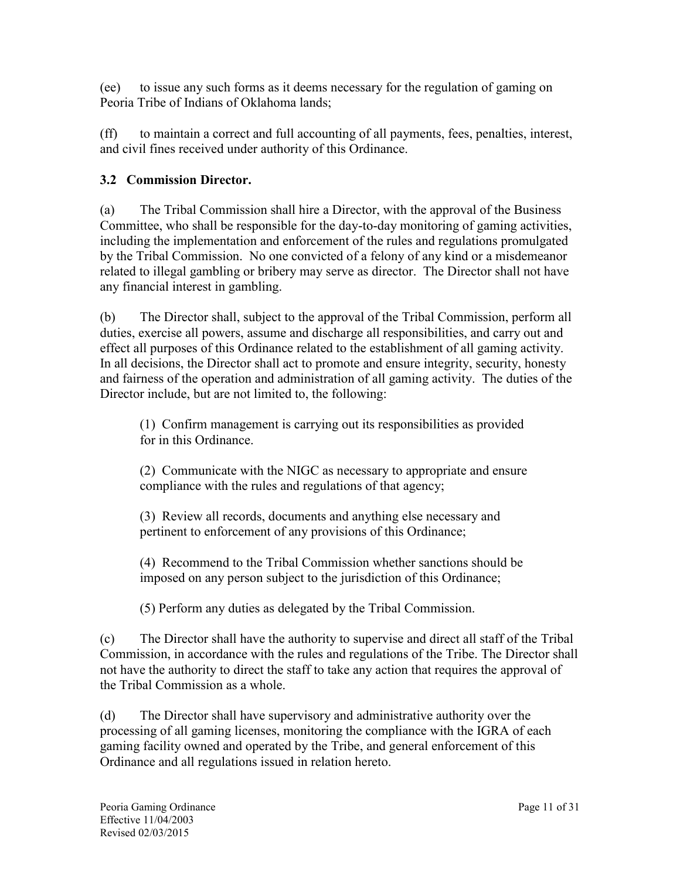(ee) to issue any such forms as it deems necessary for the regulation of gaming on Peoria Tribe of Indians of Oklahoma lands;

(ff) to maintain a correct and full accounting of all payments, fees, penalties, interest, and civil fines received under authority of this Ordinance.

### 3.2 Commission Director.

(a) The Tribal Commission shall hire a Director, with the approval of the Business Committee, who shall be responsible for the day-to-day monitoring of gaming activities, including the implementation and enforcement of the rules and regulations promulgated by the Tribal Commission. No one convicted of a felony of any kind or a misdemeanor related to illegal gambling or bribery may serve as director. The Director shall not have any financial interest in gambling.

(b) The Director shall, subject to the approval of the Tribal Commission, perform all duties, exercise all powers, assume and discharge all responsibilities, and carry out and effect all purposes of this Ordinance related to the establishment of all gaming activity. In all decisions, the Director shall act to promote and ensure integrity, security, honesty and fairness of the operation and administration of all gaming activity. The duties of the Director include, but are not limited to, the following:

> (1) Confirm management is carrying out its responsibilities as provided for in this Ordinance.
>
> (2) Communicate with the NIGC as necessary to appropriate and ensure compliance with the rules and regulations of that agency;
>
> (3) Review all records, documents and anything else necessary and pertinent to enforcement of any provisions of this Ordinance;
>
> (4) Recommend to the Tribal Commission whether sanctions should be imposed on any person subject to the jurisdiction of this Ordinance;
>
> (5) Perform any duties as delegated by the Tribal Commission.

(c) The Director shall have the authority to supervise and direct all staff of the Tribal Commission, in accordance with the rules and regulations of the Tribe. The Director shall not have the authority to direct the staff to take any action that requires the approval of the Tribal Commission as a whole.

(d) The Director shall have supervisory and administrative authority over the processing of all gaming licenses, monitoring the compliance with the IGRA of each gaming facility owned and operated by the Tribe, and general enforcement of this Ordinance and all regulations issued in relation hereto.

Peoria Gaming Ordinance
Effective 11/04/2003
Revised 02/03/2015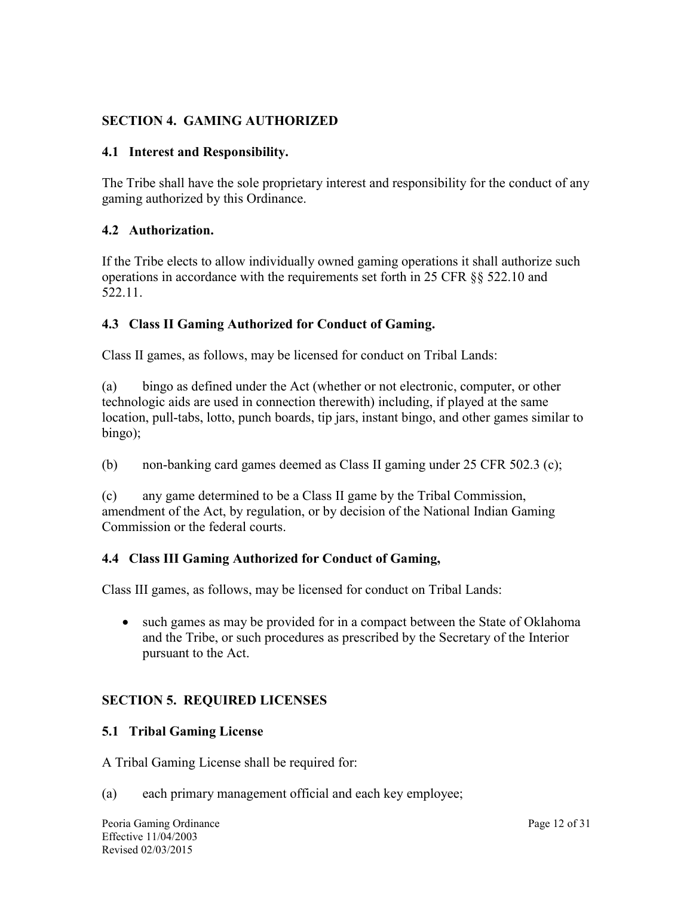## SECTION 4. GAMING AUTHORIZED

### 4.1 Interest and Responsibility.

The Tribe shall have the sole proprietary interest and responsibility for the conduct of any gaming authorized by this Ordinance.

### 4.2 Authorization.

If the Tribe elects to allow individually owned gaming operations it shall authorize such operations in accordance with the requirements set forth in 25 CFR §§ 522.10 and 522.11.

### 4.3 Class II Gaming Authorized for Conduct of Gaming.

Class II games, as follows, may be licensed for conduct on Tribal Lands:

(a) bingo as defined under the Act (whether or not electronic, computer, or other technologic aids are used in connection therewith) including, if played at the same location, pull-tabs, lotto, punch boards, tip jars, instant bingo, and other games similar to bingo);

(b) non-banking card games deemed as Class II gaming under 25 CFR 502.3 (c);

(c) any game determined to be a Class II game by the Tribal Commission, amendment of the Act, by regulation, or by decision of the National Indian Gaming Commission or the federal courts.

### 4.4 Class III Gaming Authorized for Conduct of Gaming,

Class III games, as follows, may be licensed for conduct on Tribal Lands:

- such games as may be provided for in a compact between the State of Oklahoma and the Tribe, or such procedures as prescribed by the Secretary of the Interior pursuant to the Act.

## SECTION 5. REQUIRED LICENSES

### 5.1 Tribal Gaming License

A Tribal Gaming License shall be required for:

(a) each primary management official and each key employee;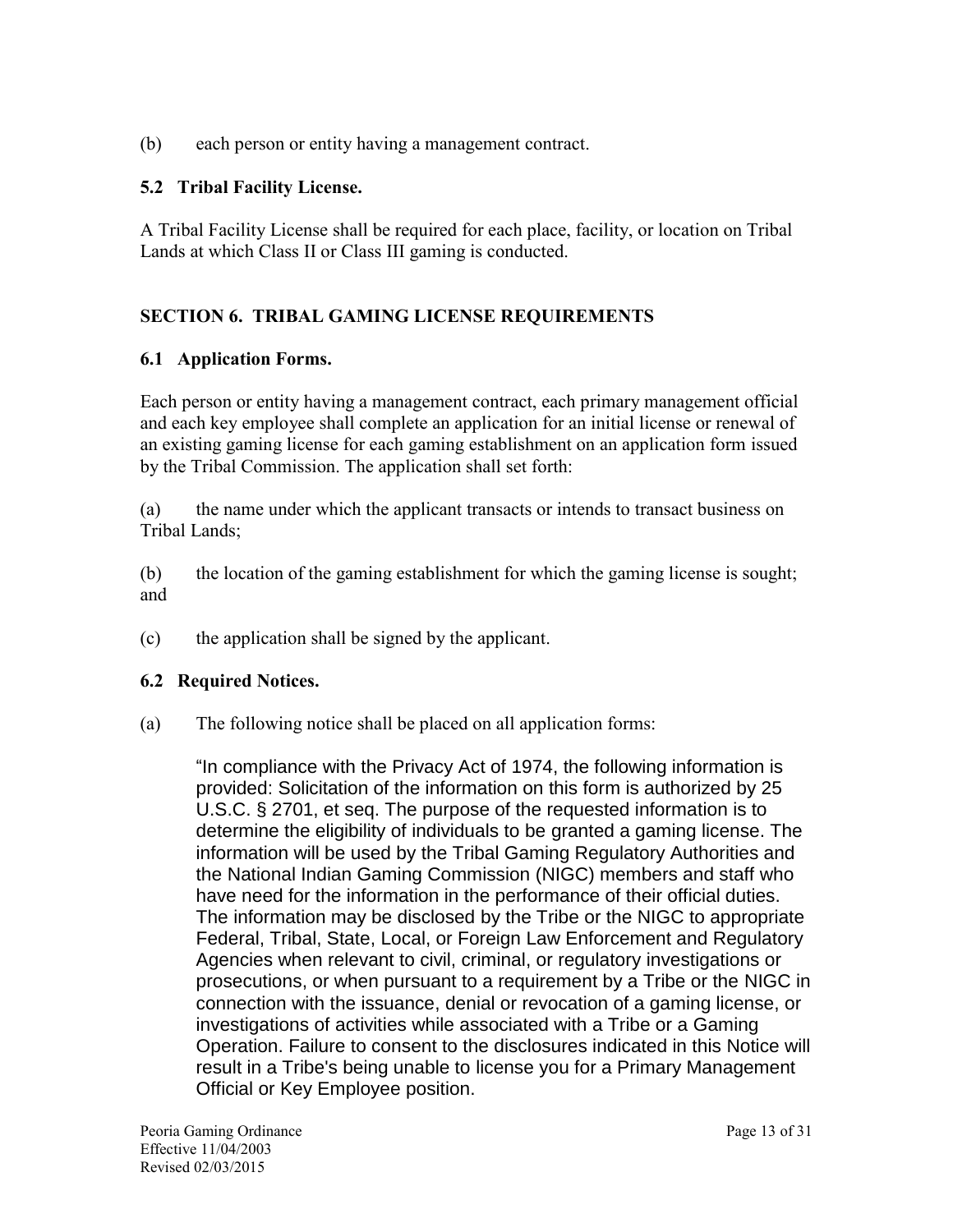(b) each person or entity having a management contract.

### 5.2 Tribal Facility License.

A Tribal Facility License shall be required for each place, facility, or location on Tribal Lands at which Class II or Class III gaming is conducted.

## SECTION 6. TRIBAL GAMING LICENSE REQUIREMENTS

### 6.1 Application Forms.

Each person or entity having a management contract, each primary management official and each key employee shall complete an application for an initial license or renewal of an existing gaming license for each gaming establishment on an application form issued by the Tribal Commission. The application shall set forth:

(a) the name under which the applicant transacts or intends to transact business on Tribal Lands;

(b) the location of the gaming establishment for which the gaming license is sought; and

(c) the application shall be signed by the applicant.

### 6.2 Required Notices.

(a) The following notice shall be placed on all application forms:

> "In compliance with the Privacy Act of 1974, the following information is provided: Solicitation of the information on this form is authorized by 25 U.S.C. § 2701, et seq. The purpose of the requested information is to determine the eligibility of individuals to be granted a gaming license. The information will be used by the Tribal Gaming Regulatory Authorities and the National Indian Gaming Commission (NIGC) members and staff who have need for the information in the performance of their official duties. The information may be disclosed by the Tribe or the NIGC to appropriate Federal, Tribal, State, Local, or Foreign Law Enforcement and Regulatory Agencies when relevant to civil, criminal, or regulatory investigations or prosecutions, or when pursuant to a requirement by a Tribe or the NIGC in connection with the issuance, denial or revocation of a gaming license, or investigations of activities while associated with a Tribe or a Gaming Operation. Failure to consent to the disclosures indicated in this Notice will result in a Tribe's being unable to license you for a Primary Management Official or Key Employee position.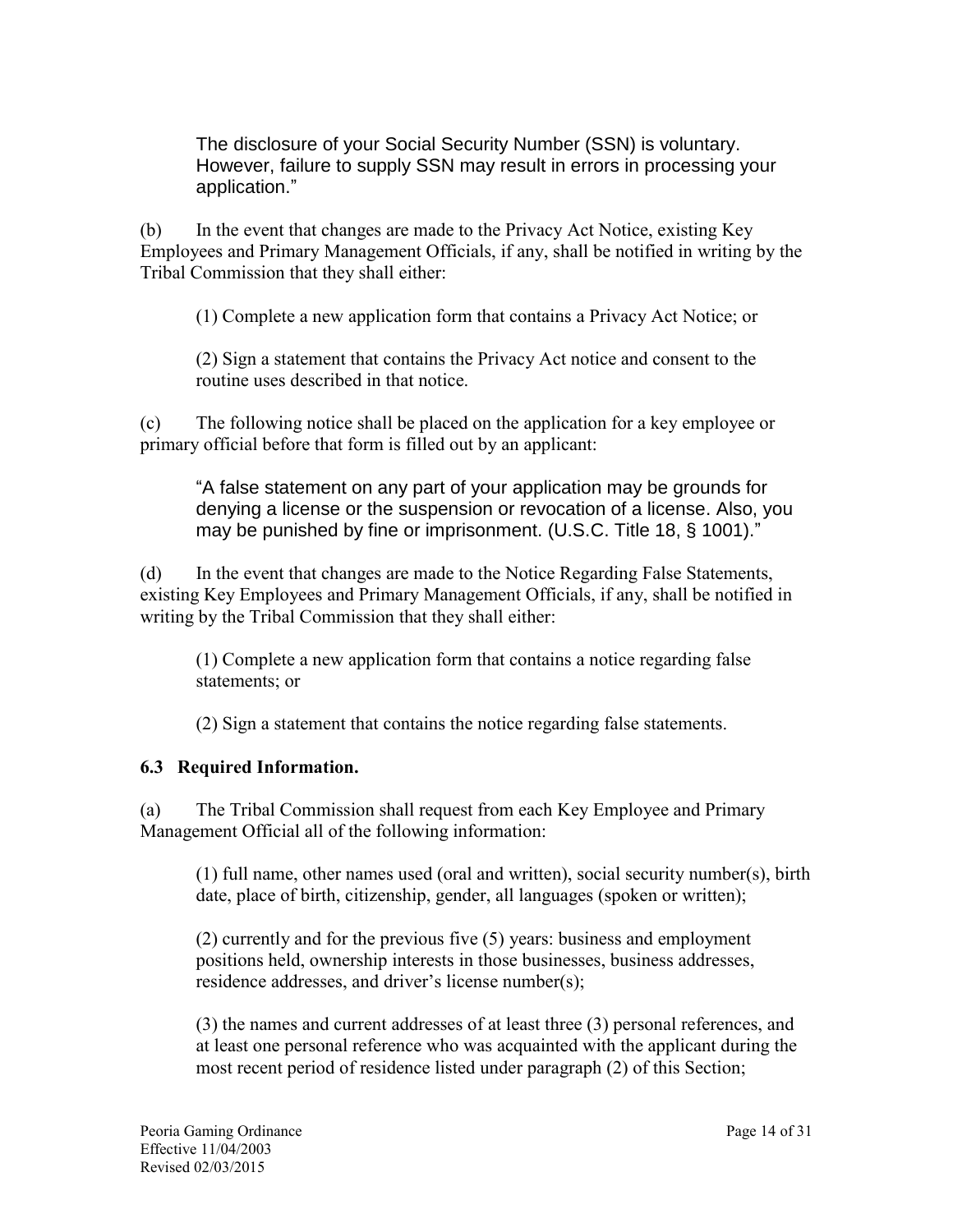The disclosure of your Social Security Number (SSN) is voluntary. However, failure to supply SSN may result in errors in processing your application."

(b) In the event that changes are made to the Privacy Act Notice, existing Key Employees and Primary Management Officials, if any, shall be notified in writing by the Tribal Commission that they shall either:

(1) Complete a new application form that contains a Privacy Act Notice; or

(2) Sign a statement that contains the Privacy Act notice and consent to the routine uses described in that notice.

(c) The following notice shall be placed on the application for a key employee or primary official before that form is filled out by an applicant:

"A false statement on any part of your application may be grounds for denying a license or the suspension or revocation of a license. Also, you may be punished by fine or imprisonment. (U.S.C. Title 18, § 1001)."

(d) In the event that changes are made to the Notice Regarding False Statements, existing Key Employees and Primary Management Officials, if any, shall be notified in writing by the Tribal Commission that they shall either:

(1) Complete a new application form that contains a notice regarding false statements; or

(2) Sign a statement that contains the notice regarding false statements.

### 6.3 Required Information.

(a) The Tribal Commission shall request from each Key Employee and Primary Management Official all of the following information:

(1) full name, other names used (oral and written), social security number(s), birth date, place of birth, citizenship, gender, all languages (spoken or written);

(2) currently and for the previous five (5) years: business and employment positions held, ownership interests in those businesses, business addresses, residence addresses, and driver's license number(s);

(3) the names and current addresses of at least three (3) personal references, and at least one personal reference who was acquainted with the applicant during the most recent period of residence listed under paragraph (2) of this Section;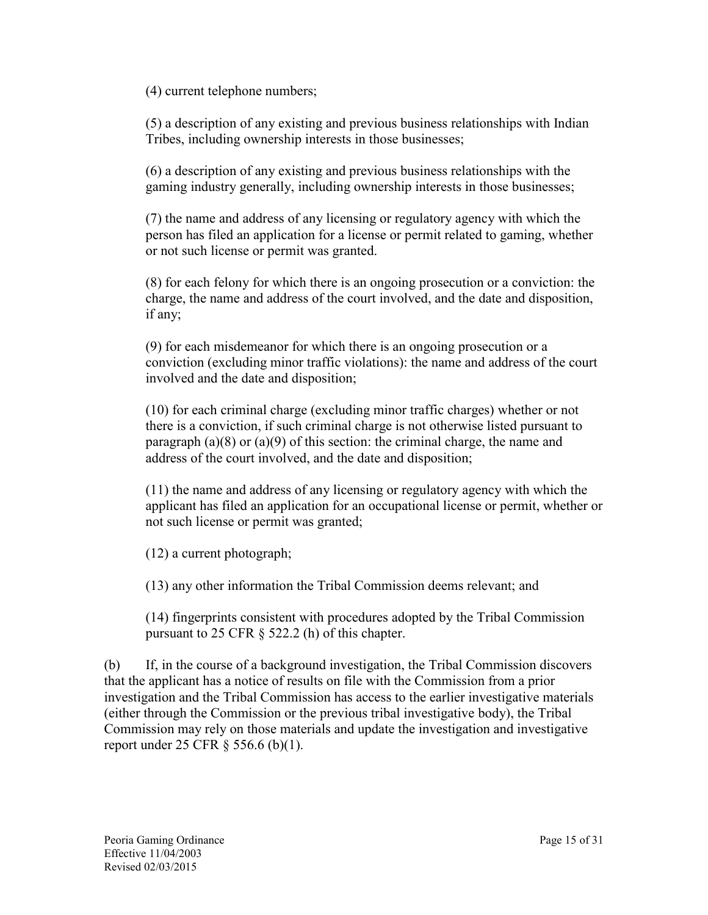(4) current telephone numbers;

(5) a description of any existing and previous business relationships with Indian Tribes, including ownership interests in those businesses;

(6) a description of any existing and previous business relationships with the gaming industry generally, including ownership interests in those businesses;

(7) the name and address of any licensing or regulatory agency with which the person has filed an application for a license or permit related to gaming, whether or not such license or permit was granted.

(8) for each felony for which there is an ongoing prosecution or a conviction: the charge, the name and address of the court involved, and the date and disposition, if any;

(9) for each misdemeanor for which there is an ongoing prosecution or a conviction (excluding minor traffic violations): the name and address of the court involved and the date and disposition;

(10) for each criminal charge (excluding minor traffic charges) whether or not there is a conviction, if such criminal charge is not otherwise listed pursuant to paragraph (a)(8) or (a)(9) of this section: the criminal charge, the name and address of the court involved, and the date and disposition;

(11) the name and address of any licensing or regulatory agency with which the applicant has filed an application for an occupational license or permit, whether or not such license or permit was granted;

(12) a current photograph;

(13) any other information the Tribal Commission deems relevant; and

(14) fingerprints consistent with procedures adopted by the Tribal Commission pursuant to 25 CFR § 522.2 (h) of this chapter.

(b) If, in the course of a background investigation, the Tribal Commission discovers that the applicant has a notice of results on file with the Commission from a prior investigation and the Tribal Commission has access to the earlier investigative materials (either through the Commission or the previous tribal investigative body), the Tribal Commission may rely on those materials and update the investigation and investigative report under 25 CFR § 556.6 (b)(1).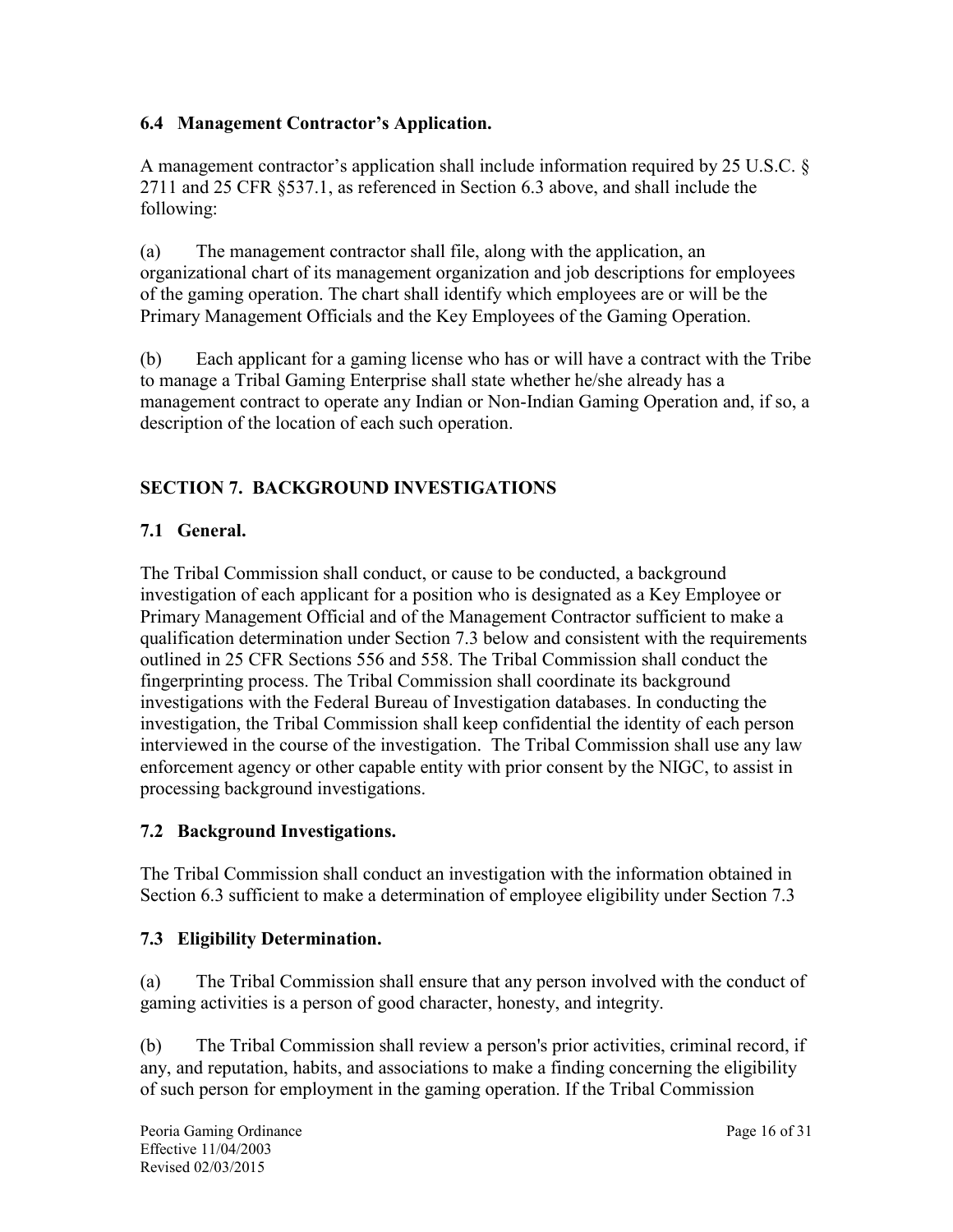### 6.4 Management Contractor's Application.

A management contractor's application shall include information required by 25 U.S.C. § 2711 and 25 CFR §537.1, as referenced in Section 6.3 above, and shall include the following:

(a) The management contractor shall file, along with the application, an organizational chart of its management organization and job descriptions for employees of the gaming operation. The chart shall identify which employees are or will be the Primary Management Officials and the Key Employees of the Gaming Operation.

(b) Each applicant for a gaming license who has or will have a contract with the Tribe to manage a Tribal Gaming Enterprise shall state whether he/she already has a management contract to operate any Indian or Non-Indian Gaming Operation and, if so, a description of the location of each such operation.

## SECTION 7. BACKGROUND INVESTIGATIONS

### 7.1 General.

The Tribal Commission shall conduct, or cause to be conducted, a background investigation of each applicant for a position who is designated as a Key Employee or Primary Management Official and of the Management Contractor sufficient to make a qualification determination under Section 7.3 below and consistent with the requirements outlined in 25 CFR Sections 556 and 558. The Tribal Commission shall conduct the fingerprinting process. The Tribal Commission shall coordinate its background investigations with the Federal Bureau of Investigation databases. In conducting the investigation, the Tribal Commission shall keep confidential the identity of each person interviewed in the course of the investigation. The Tribal Commission shall use any law enforcement agency or other capable entity with prior consent by the NIGC, to assist in processing background investigations.

### 7.2 Background Investigations.

The Tribal Commission shall conduct an investigation with the information obtained in Section 6.3 sufficient to make a determination of employee eligibility under Section 7.3

### 7.3 Eligibility Determination.

(a) The Tribal Commission shall ensure that any person involved with the conduct of gaming activities is a person of good character, honesty, and integrity.

(b) The Tribal Commission shall review a person's prior activities, criminal record, if any, and reputation, habits, and associations to make a finding concerning the eligibility of such person for employment in the gaming operation. If the Tribal Commission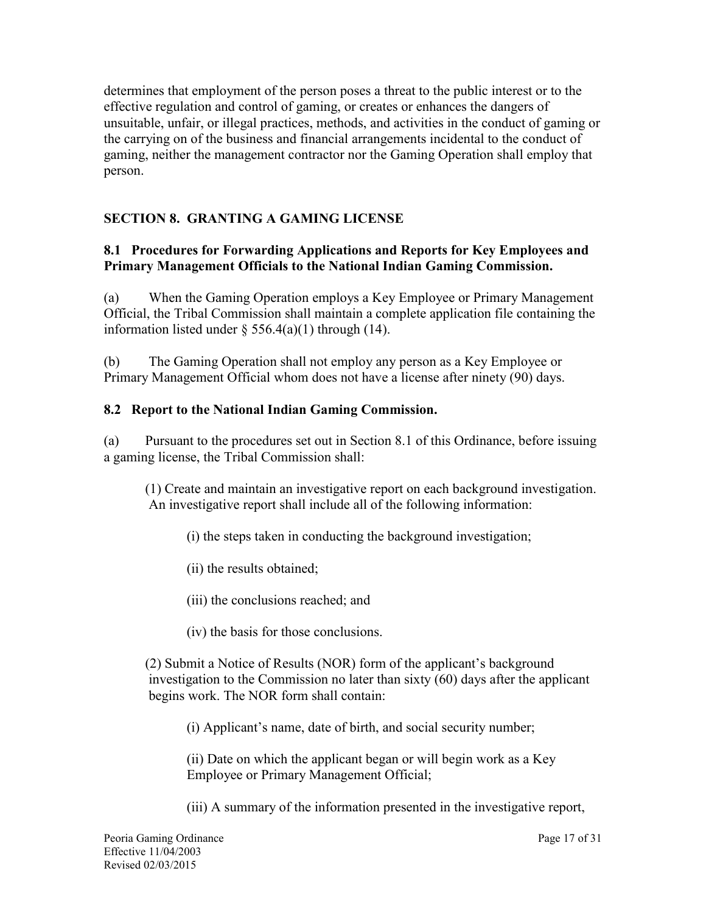determines that employment of the person poses a threat to the public interest or to the effective regulation and control of gaming, or creates or enhances the dangers of unsuitable, unfair, or illegal practices, methods, and activities in the conduct of gaming or the carrying on of the business and financial arrangements incidental to the conduct of gaming, neither the management contractor nor the Gaming Operation shall employ that person.

## SECTION 8. GRANTING A GAMING LICENSE

### 8.1 Procedures for Forwarding Applications and Reports for Key Employees and Primary Management Officials to the National Indian Gaming Commission.

(a) When the Gaming Operation employs a Key Employee or Primary Management Official, the Tribal Commission shall maintain a complete application file containing the information listed under § 556.4(a)(1) through (14).

(b) The Gaming Operation shall not employ any person as a Key Employee or Primary Management Official whom does not have a license after ninety (90) days.

### 8.2 Report to the National Indian Gaming Commission.

(a) Pursuant to the procedures set out in Section 8.1 of this Ordinance, before issuing a gaming license, the Tribal Commission shall:

(1) Create and maintain an investigative report on each background investigation. An investigative report shall include all of the following information:

(i) the steps taken in conducting the background investigation;

(ii) the results obtained;

(iii) the conclusions reached; and

(iv) the basis for those conclusions.

(2) Submit a Notice of Results (NOR) form of the applicant's background investigation to the Commission no later than sixty (60) days after the applicant begins work. The NOR form shall contain:

(i) Applicant's name, date of birth, and social security number;

(ii) Date on which the applicant began or will begin work as a Key Employee or Primary Management Official;

(iii) A summary of the information presented in the investigative report,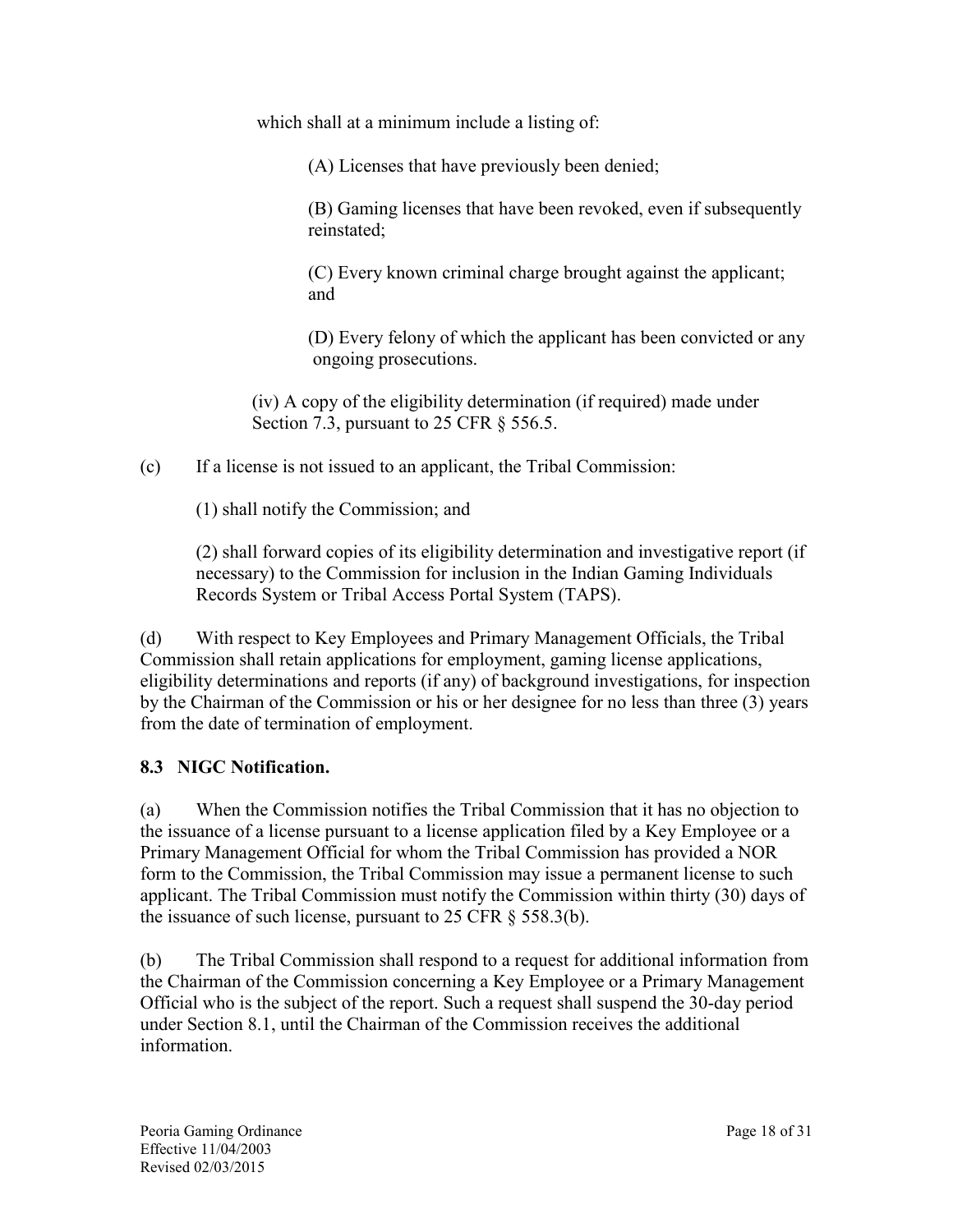which shall at a minimum include a listing of:

(A) Licenses that have previously been denied;

(B) Gaming licenses that have been revoked, even if subsequently reinstated;

(C) Every known criminal charge brought against the applicant; and

(D) Every felony of which the applicant has been convicted or any ongoing prosecutions.

(iv) A copy of the eligibility determination (if required) made under Section 7.3, pursuant to 25 CFR § 556.5.

(c) If a license is not issued to an applicant, the Tribal Commission:

(1) shall notify the Commission; and

(2) shall forward copies of its eligibility determination and investigative report (if necessary) to the Commission for inclusion in the Indian Gaming Individuals Records System or Tribal Access Portal System (TAPS).

(d) With respect to Key Employees and Primary Management Officials, the Tribal Commission shall retain applications for employment, gaming license applications, eligibility determinations and reports (if any) of background investigations, for inspection by the Chairman of the Commission or his or her designee for no less than three (3) years from the date of termination of employment.

**8.3 NIGC Notification.**

(a) When the Commission notifies the Tribal Commission that it has no objection to the issuance of a license pursuant to a license application filed by a Key Employee or a Primary Management Official for whom the Tribal Commission has provided a NOR form to the Commission, the Tribal Commission may issue a permanent license to such applicant. The Tribal Commission must notify the Commission within thirty (30) days of the issuance of such license, pursuant to 25 CFR § 558.3(b).

(b) The Tribal Commission shall respond to a request for additional information from the Chairman of the Commission concerning a Key Employee or a Primary Management Official who is the subject of the report. Such a request shall suspend the 30-day period under Section 8.1, until the Chairman of the Commission receives the additional information.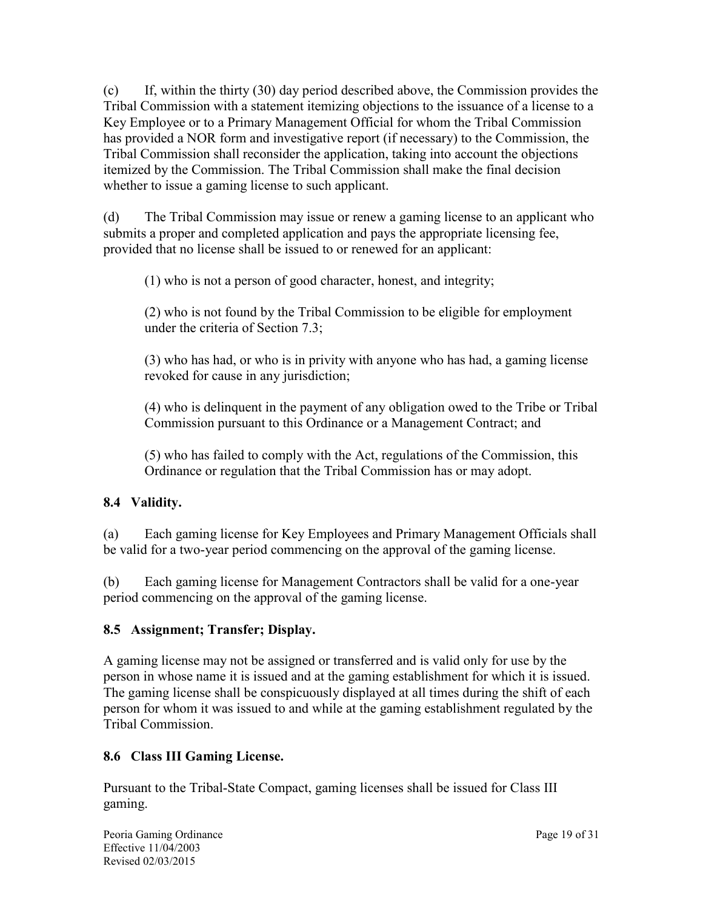(c) If, within the thirty (30) day period described above, the Commission provides the Tribal Commission with a statement itemizing objections to the issuance of a license to a Key Employee or to a Primary Management Official for whom the Tribal Commission has provided a NOR form and investigative report (if necessary) to the Commission, the Tribal Commission shall reconsider the application, taking into account the objections itemized by the Commission. The Tribal Commission shall make the final decision whether to issue a gaming license to such applicant.

(d) The Tribal Commission may issue or renew a gaming license to an applicant who submits a proper and completed application and pays the appropriate licensing fee, provided that no license shall be issued to or renewed for an applicant:

(1) who is not a person of good character, honest, and integrity;

(2) who is not found by the Tribal Commission to be eligible for employment under the criteria of Section 7.3;

(3) who has had, or who is in privity with anyone who has had, a gaming license revoked for cause in any jurisdiction;

(4) who is delinquent in the payment of any obligation owed to the Tribe or Tribal Commission pursuant to this Ordinance or a Management Contract; and

(5) who has failed to comply with the Act, regulations of the Commission, this Ordinance or regulation that the Tribal Commission has or may adopt.

### 8.4 Validity.

(a) Each gaming license for Key Employees and Primary Management Officials shall be valid for a two-year period commencing on the approval of the gaming license.

(b) Each gaming license for Management Contractors shall be valid for a one-year period commencing on the approval of the gaming license.

### 8.5 Assignment; Transfer; Display.

A gaming license may not be assigned or transferred and is valid only for use by the person in whose name it is issued and at the gaming establishment for which it is issued. The gaming license shall be conspicuously displayed at all times during the shift of each person for whom it was issued to and while at the gaming establishment regulated by the Tribal Commission.

### 8.6 Class III Gaming License.

Pursuant to the Tribal-State Compact, gaming licenses shall be issued for Class III gaming.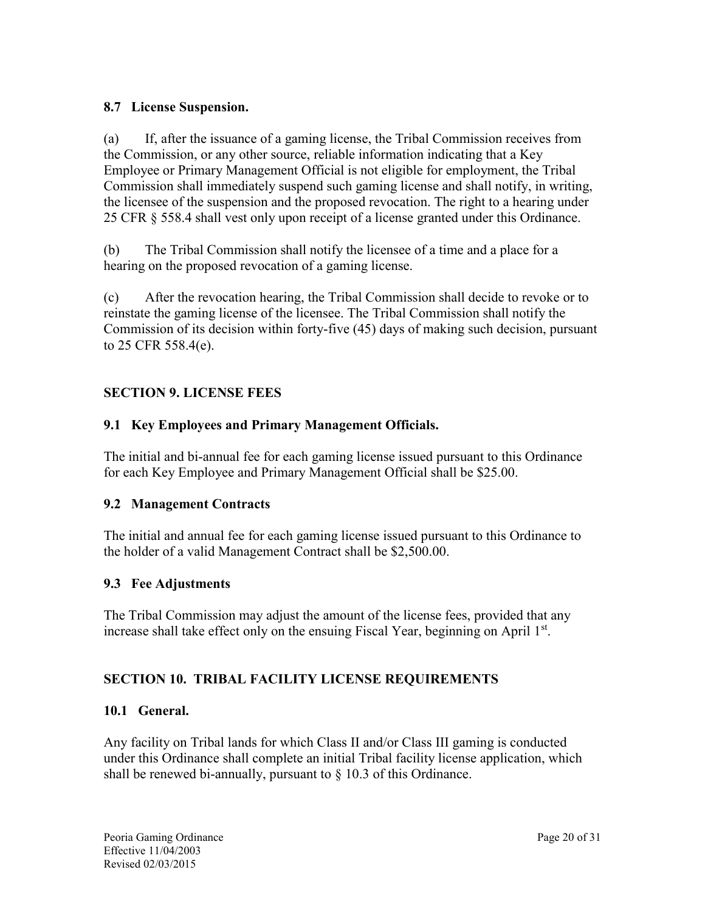### 8.7 License Suspension.

(a) If, after the issuance of a gaming license, the Tribal Commission receives from the Commission, or any other source, reliable information indicating that a Key Employee or Primary Management Official is not eligible for employment, the Tribal Commission shall immediately suspend such gaming license and shall notify, in writing, the licensee of the suspension and the proposed revocation. The right to a hearing under 25 CFR § 558.4 shall vest only upon receipt of a license granted under this Ordinance.

(b) The Tribal Commission shall notify the licensee of a time and a place for a hearing on the proposed revocation of a gaming license.

(c) After the revocation hearing, the Tribal Commission shall decide to revoke or to reinstate the gaming license of the licensee. The Tribal Commission shall notify the Commission of its decision within forty-five (45) days of making such decision, pursuant to 25 CFR 558.4(e).

## SECTION 9. LICENSE FEES

### 9.1 Key Employees and Primary Management Officials.

The initial and bi-annual fee for each gaming license issued pursuant to this Ordinance for each Key Employee and Primary Management Official shall be $25.00.

### 9.2 Management Contracts

The initial and annual fee for each gaming license issued pursuant to this Ordinance to the holder of a valid Management Contract shall be $2,500.00.

### 9.3 Fee Adjustments

The Tribal Commission may adjust the amount of the license fees, provided that any increase shall take effect only on the ensuing Fiscal Year, beginning on April 1st.

## SECTION 10. TRIBAL FACILITY LICENSE REQUIREMENTS

### 10.1 General.

Any facility on Tribal lands for which Class II and/or Class III gaming is conducted under this Ordinance shall complete an initial Tribal facility license application, which shall be renewed bi-annually, pursuant to § 10.3 of this Ordinance.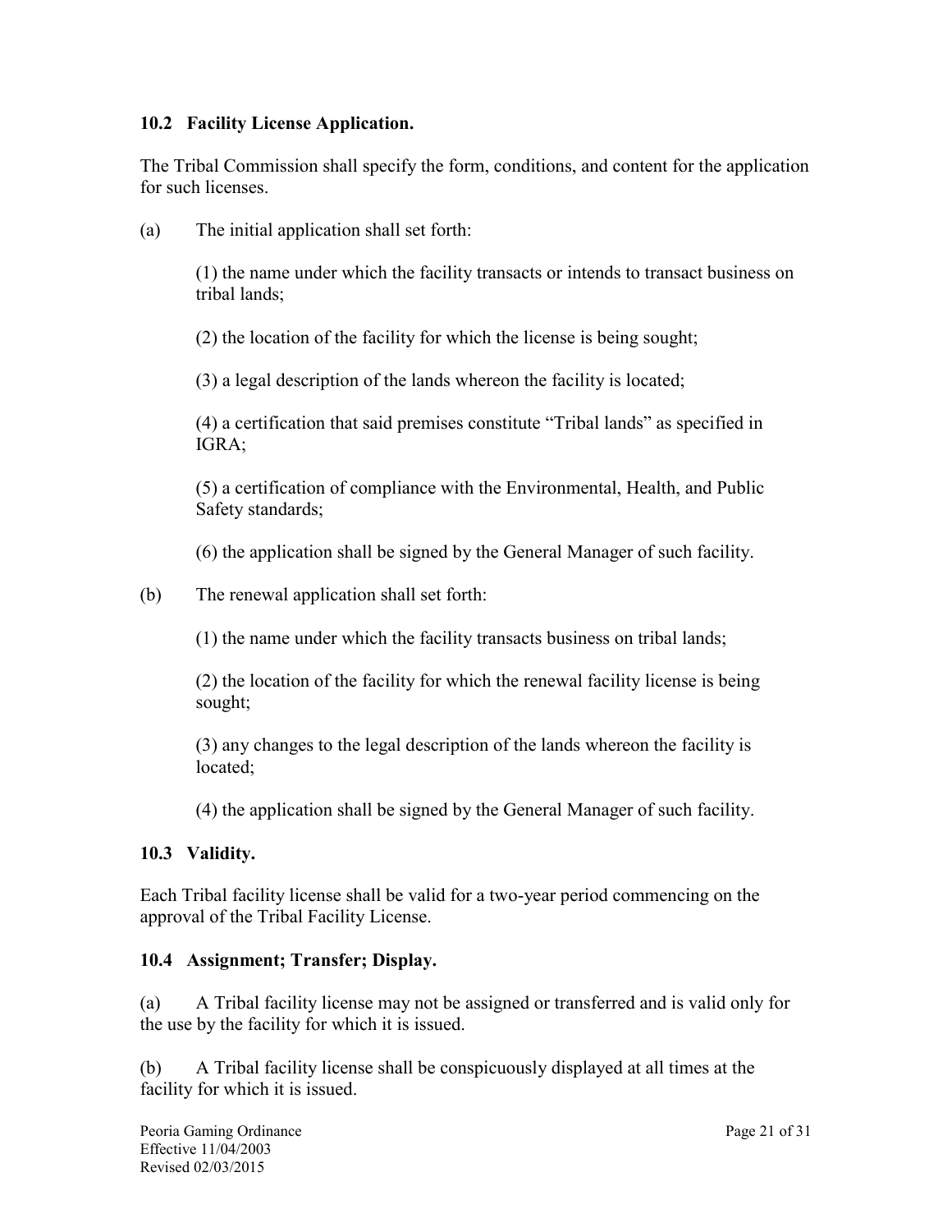### 10.2 Facility License Application.

The Tribal Commission shall specify the form, conditions, and content for the application for such licenses.

(a) The initial application shall set forth:

(1) the name under which the facility transacts or intends to transact business on tribal lands;

(2) the location of the facility for which the license is being sought;

(3) a legal description of the lands whereon the facility is located;

(4) a certification that said premises constitute "Tribal lands" as specified in IGRA;

(5) a certification of compliance with the Environmental, Health, and Public Safety standards;

(6) the application shall be signed by the General Manager of such facility.

(b) The renewal application shall set forth:

(1) the name under which the facility transacts business on tribal lands;

(2) the location of the facility for which the renewal facility license is being sought;

(3) any changes to the legal description of the lands whereon the facility is located;

(4) the application shall be signed by the General Manager of such facility.

### 10.3 Validity.

Each Tribal facility license shall be valid for a two-year period commencing on the approval of the Tribal Facility License.

### 10.4 Assignment; Transfer; Display.

(a) A Tribal facility license may not be assigned or transferred and is valid only for the use by the facility for which it is issued.

(b) A Tribal facility license shall be conspicuously displayed at all times at the facility for which it is issued.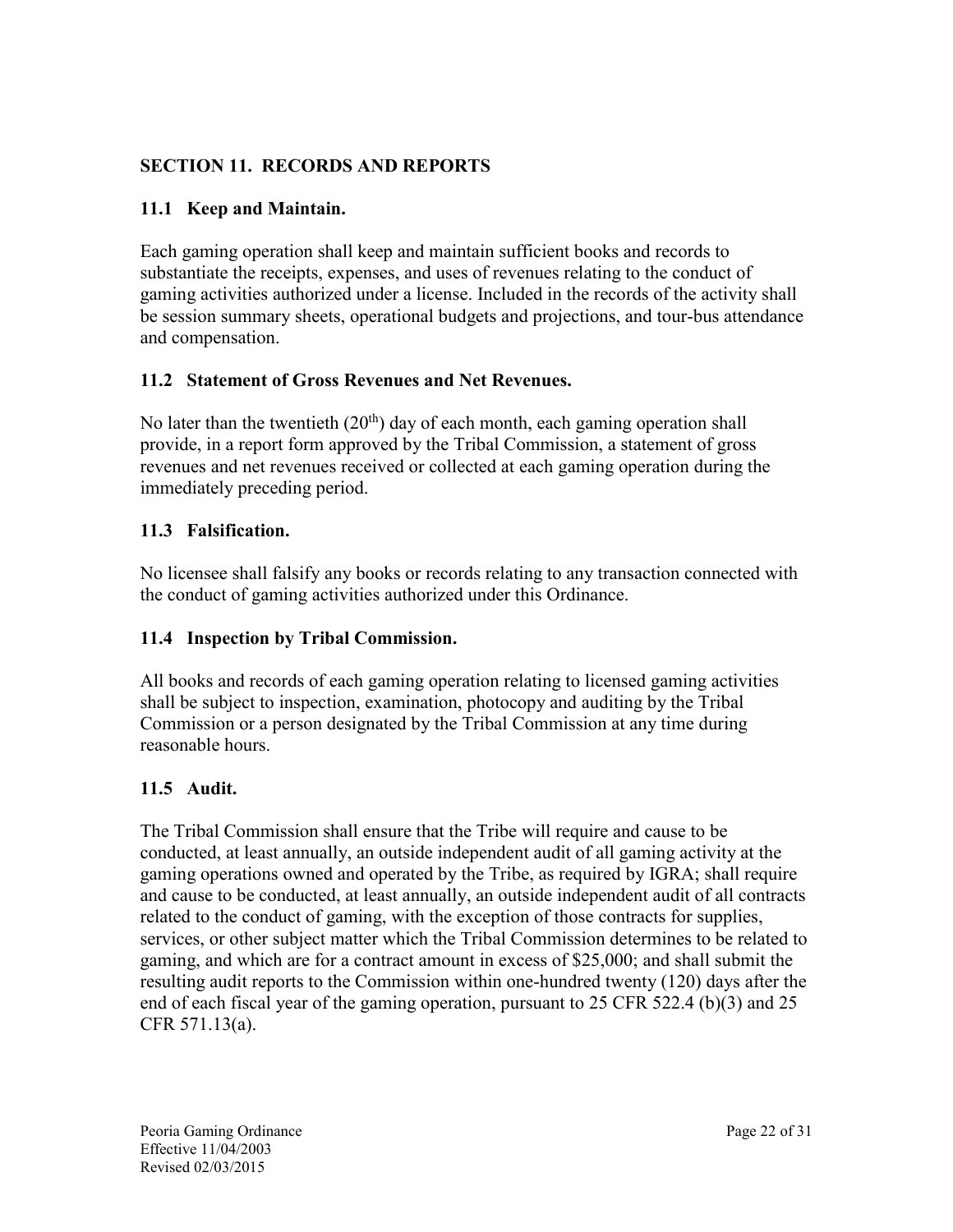## SECTION 11. RECORDS AND REPORTS

### 11.1 Keep and Maintain.

Each gaming operation shall keep and maintain sufficient books and records to substantiate the receipts, expenses, and uses of revenues relating to the conduct of gaming activities authorized under a license. Included in the records of the activity shall be session summary sheets, operational budgets and projections, and tour-bus attendance and compensation.

### 11.2 Statement of Gross Revenues and Net Revenues.

No later than the twentieth (20th) day of each month, each gaming operation shall provide, in a report form approved by the Tribal Commission, a statement of gross revenues and net revenues received or collected at each gaming operation during the immediately preceding period.

### 11.3 Falsification.

No licensee shall falsify any books or records relating to any transaction connected with the conduct of gaming activities authorized under this Ordinance.

### 11.4 Inspection by Tribal Commission.

All books and records of each gaming operation relating to licensed gaming activities shall be subject to inspection, examination, photocopy and auditing by the Tribal Commission or a person designated by the Tribal Commission at any time during reasonable hours.

### 11.5 Audit.

The Tribal Commission shall ensure that the Tribe will require and cause to be conducted, at least annually, an outside independent audit of all gaming activity at the gaming operations owned and operated by the Tribe, as required by IGRA; shall require and cause to be conducted, at least annually, an outside independent audit of all contracts related to the conduct of gaming, with the exception of those contracts for supplies, services, or other subject matter which the Tribal Commission determines to be related to gaming, and which are for a contract amount in excess of $25,000; and shall submit the resulting audit reports to the Commission within one-hundred twenty (120) days after the end of each fiscal year of the gaming operation, pursuant to 25 CFR 522.4 (b)(3) and 25 CFR 571.13(a).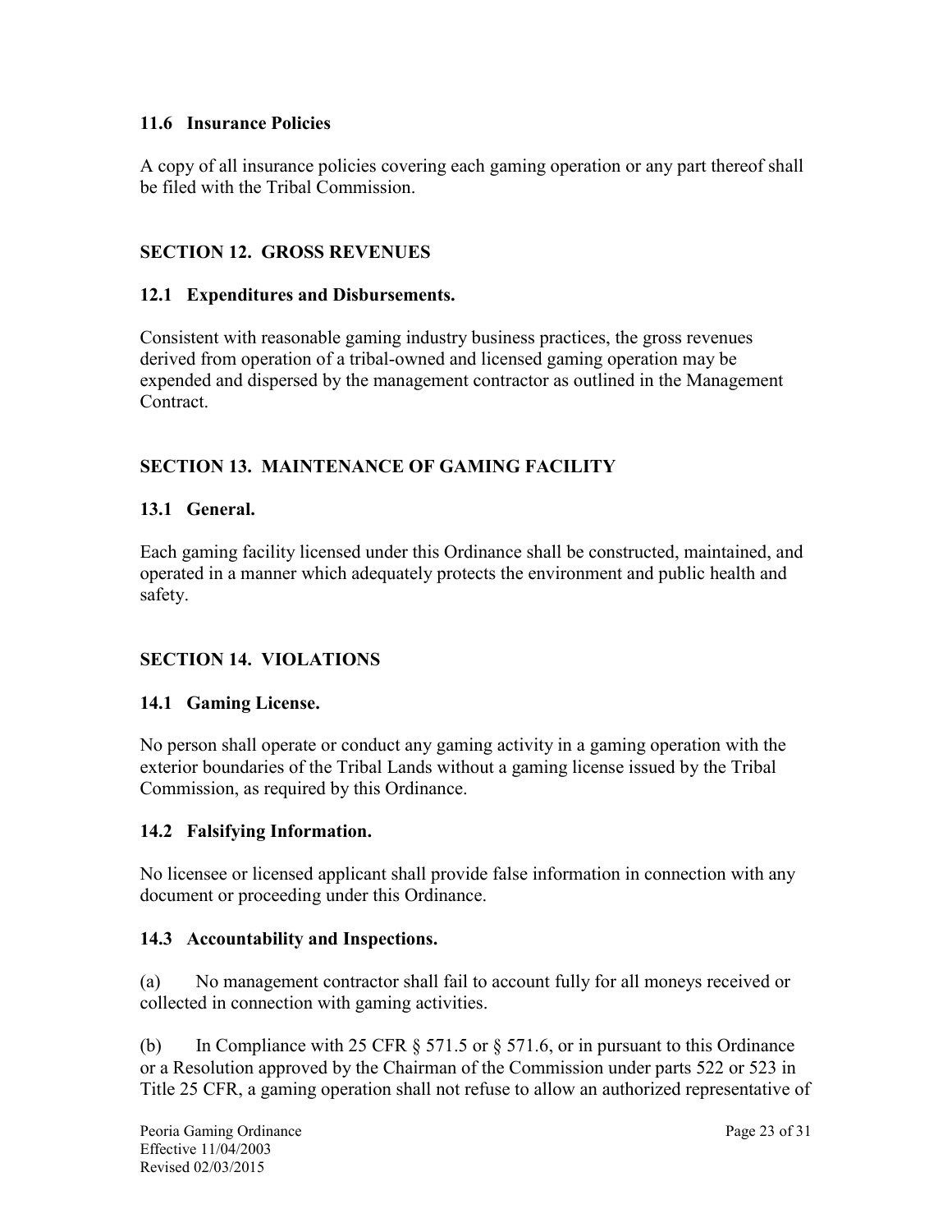### 11.6 Insurance Policies

A copy of all insurance policies covering each gaming operation or any part thereof shall be filed with the Tribal Commission.

## SECTION 12. GROSS REVENUES

### 12.1 Expenditures and Disbursements.

Consistent with reasonable gaming industry business practices, the gross revenues derived from operation of a tribal-owned and licensed gaming operation may be expended and dispersed by the management contractor as outlined in the Management Contract.

## SECTION 13. MAINTENANCE OF GAMING FACILITY

### 13.1 General.

Each gaming facility licensed under this Ordinance shall be constructed, maintained, and operated in a manner which adequately protects the environment and public health and safety.

## SECTION 14. VIOLATIONS

### 14.1 Gaming License.

No person shall operate or conduct any gaming activity in a gaming operation with the exterior boundaries of the Tribal Lands without a gaming license issued by the Tribal Commission, as required by this Ordinance.

### 14.2 Falsifying Information.

No licensee or licensed applicant shall provide false information in connection with any document or proceeding under this Ordinance.

### 14.3 Accountability and Inspections.

(a) No management contractor shall fail to account fully for all moneys received or collected in connection with gaming activities.

(b) In Compliance with 25 CFR § 571.5 or § 571.6, or in pursuant to this Ordinance or a Resolution approved by the Chairman of the Commission under parts 522 or 523 in Title 25 CFR, a gaming operation shall not refuse to allow an authorized representative of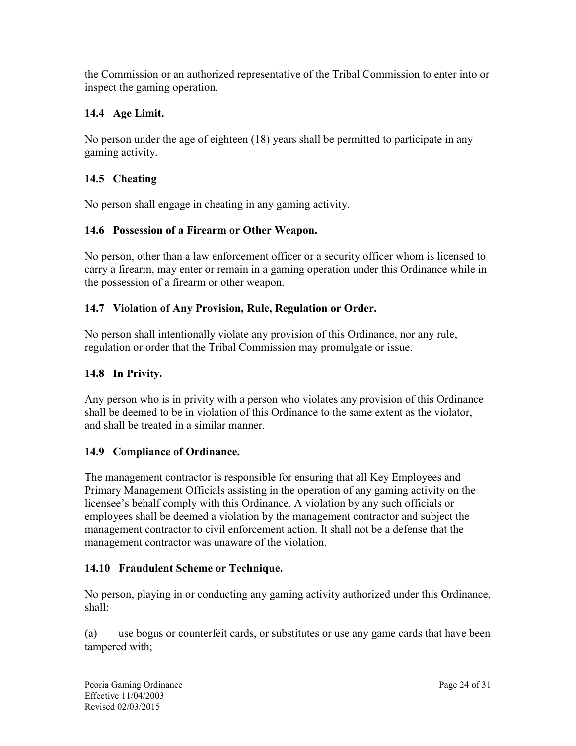the Commission or an authorized representative of the Tribal Commission to enter into or inspect the gaming operation.

### 14.4 Age Limit.

No person under the age of eighteen (18) years shall be permitted to participate in any gaming activity.

### 14.5 Cheating

No person shall engage in cheating in any gaming activity.

### 14.6 Possession of a Firearm or Other Weapon.

No person, other than a law enforcement officer or a security officer whom is licensed to carry a firearm, may enter or remain in a gaming operation under this Ordinance while in the possession of a firearm or other weapon.

### 14.7 Violation of Any Provision, Rule, Regulation or Order.

No person shall intentionally violate any provision of this Ordinance, nor any rule, regulation or order that the Tribal Commission may promulgate or issue.

### 14.8 In Privity.

Any person who is in privity with a person who violates any provision of this Ordinance shall be deemed to be in violation of this Ordinance to the same extent as the violator, and shall be treated in a similar manner.

### 14.9 Compliance of Ordinance.

The management contractor is responsible for ensuring that all Key Employees and Primary Management Officials assisting in the operation of any gaming activity on the licensee's behalf comply with this Ordinance. A violation by any such officials or employees shall be deemed a violation by the management contractor and subject the management contractor to civil enforcement action. It shall not be a defense that the management contractor was unaware of the violation.

### 14.10 Fraudulent Scheme or Technique.

No person, playing in or conducting any gaming activity authorized under this Ordinance, shall:

(a) use bogus or counterfeit cards, or substitutes or use any game cards that have been tampered with;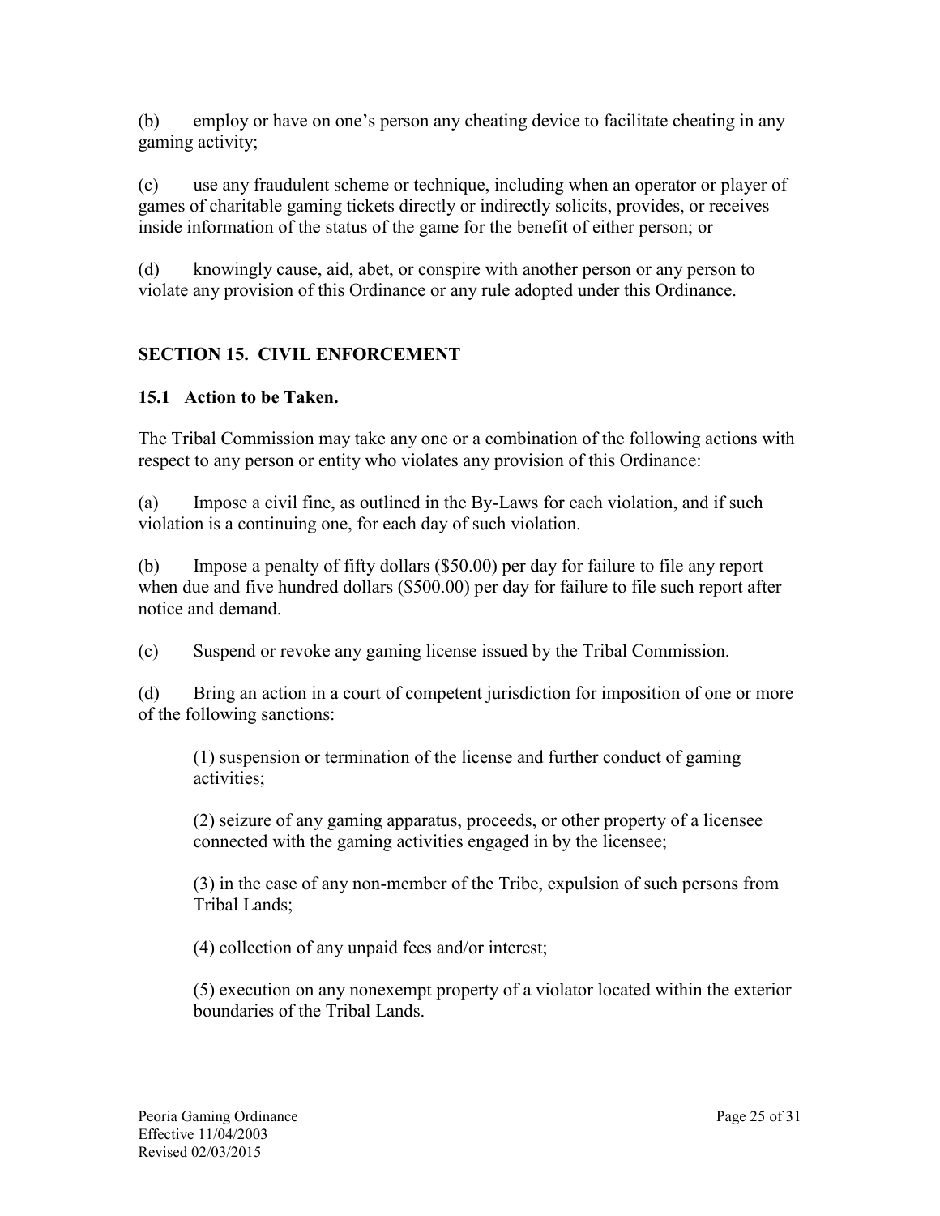(b) employ or have on one's person any cheating device to facilitate cheating in any gaming activity;

(c) use any fraudulent scheme or technique, including when an operator or player of games of charitable gaming tickets directly or indirectly solicits, provides, or receives inside information of the status of the game for the benefit of either person; or

(d) knowingly cause, aid, abet, or conspire with another person or any person to violate any provision of this Ordinance or any rule adopted under this Ordinance.

## SECTION 15. CIVIL ENFORCEMENT

### 15.1 Action to be Taken.

The Tribal Commission may take any one or a combination of the following actions with respect to any person or entity who violates any provision of this Ordinance:

(a) Impose a civil fine, as outlined in the By-Laws for each violation, and if such violation is a continuing one, for each day of such violation.

(b) Impose a penalty of fifty dollars ($50.00) per day for failure to file any report when due and five hundred dollars ($500.00) per day for failure to file such report after notice and demand.

(c) Suspend or revoke any gaming license issued by the Tribal Commission.

(d) Bring an action in a court of competent jurisdiction for imposition of one or more of the following sanctions:

> (1) suspension or termination of the license and further conduct of gaming activities;
>
> (2) seizure of any gaming apparatus, proceeds, or other property of a licensee connected with the gaming activities engaged in by the licensee;
>
> (3) in the case of any non-member of the Tribe, expulsion of such persons from Tribal Lands;
>
> (4) collection of any unpaid fees and/or interest;
>
> (5) execution on any nonexempt property of a violator located within the exterior boundaries of the Tribal Lands.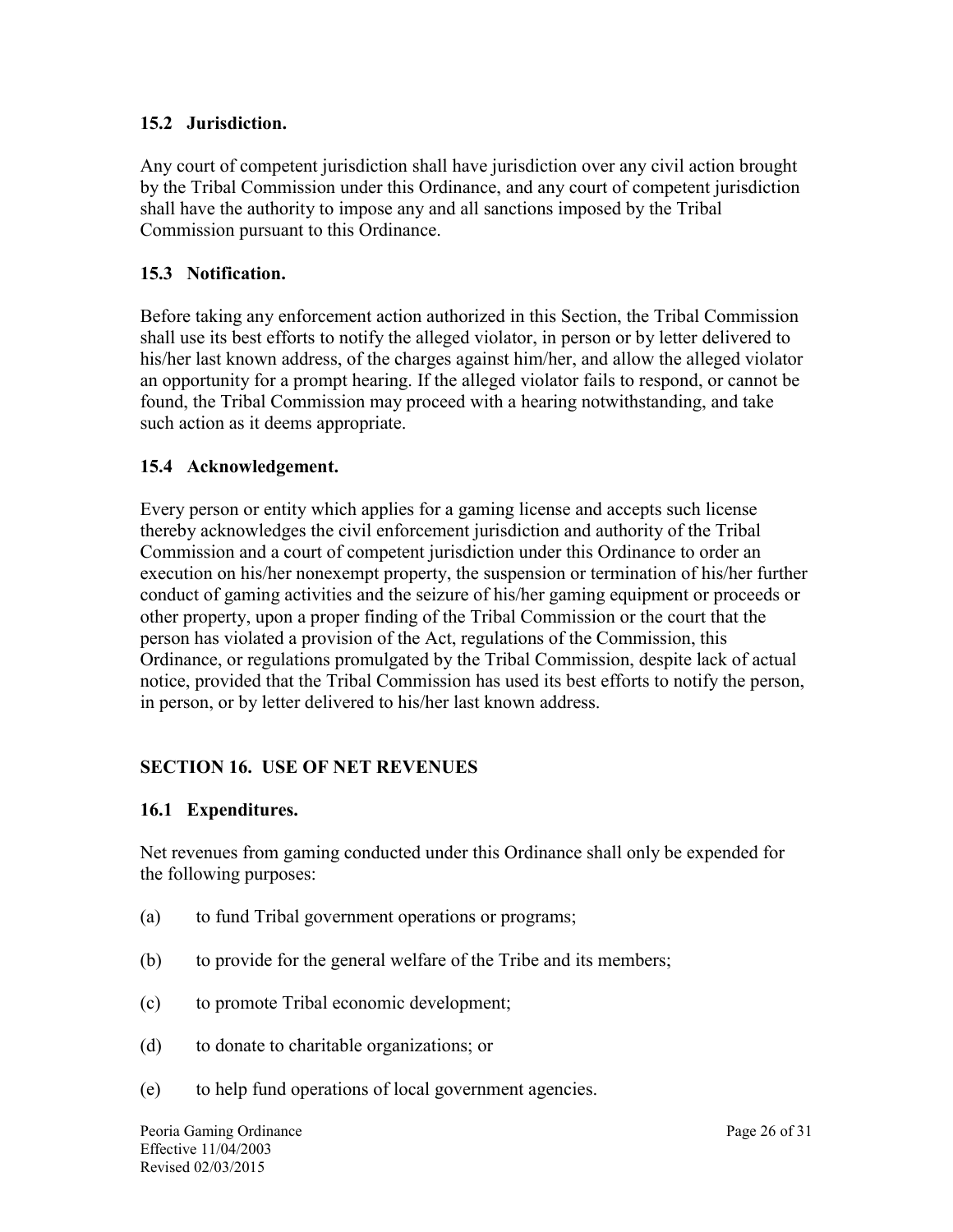### 15.2 Jurisdiction.

Any court of competent jurisdiction shall have jurisdiction over any civil action brought by the Tribal Commission under this Ordinance, and any court of competent jurisdiction shall have the authority to impose any and all sanctions imposed by the Tribal Commission pursuant to this Ordinance.

### 15.3 Notification.

Before taking any enforcement action authorized in this Section, the Tribal Commission shall use its best efforts to notify the alleged violator, in person or by letter delivered to his/her last known address, of the charges against him/her, and allow the alleged violator an opportunity for a prompt hearing. If the alleged violator fails to respond, or cannot be found, the Tribal Commission may proceed with a hearing notwithstanding, and take such action as it deems appropriate.

### 15.4 Acknowledgement.

Every person or entity which applies for a gaming license and accepts such license thereby acknowledges the civil enforcement jurisdiction and authority of the Tribal Commission and a court of competent jurisdiction under this Ordinance to order an execution on his/her nonexempt property, the suspension or termination of his/her further conduct of gaming activities and the seizure of his/her gaming equipment or proceeds or other property, upon a proper finding of the Tribal Commission or the court that the person has violated a provision of the Act, regulations of the Commission, this Ordinance, or regulations promulgated by the Tribal Commission, despite lack of actual notice, provided that the Tribal Commission has used its best efforts to notify the person, in person, or by letter delivered to his/her last known address.

## SECTION 16. USE OF NET REVENUES

### 16.1 Expenditures.

Net revenues from gaming conducted under this Ordinance shall only be expended for the following purposes:

(a) to fund Tribal government operations or programs;

(b) to provide for the general welfare of the Tribe and its members;

(c) to promote Tribal economic development;

(d) to donate to charitable organizations; or

(e) to help fund operations of local government agencies.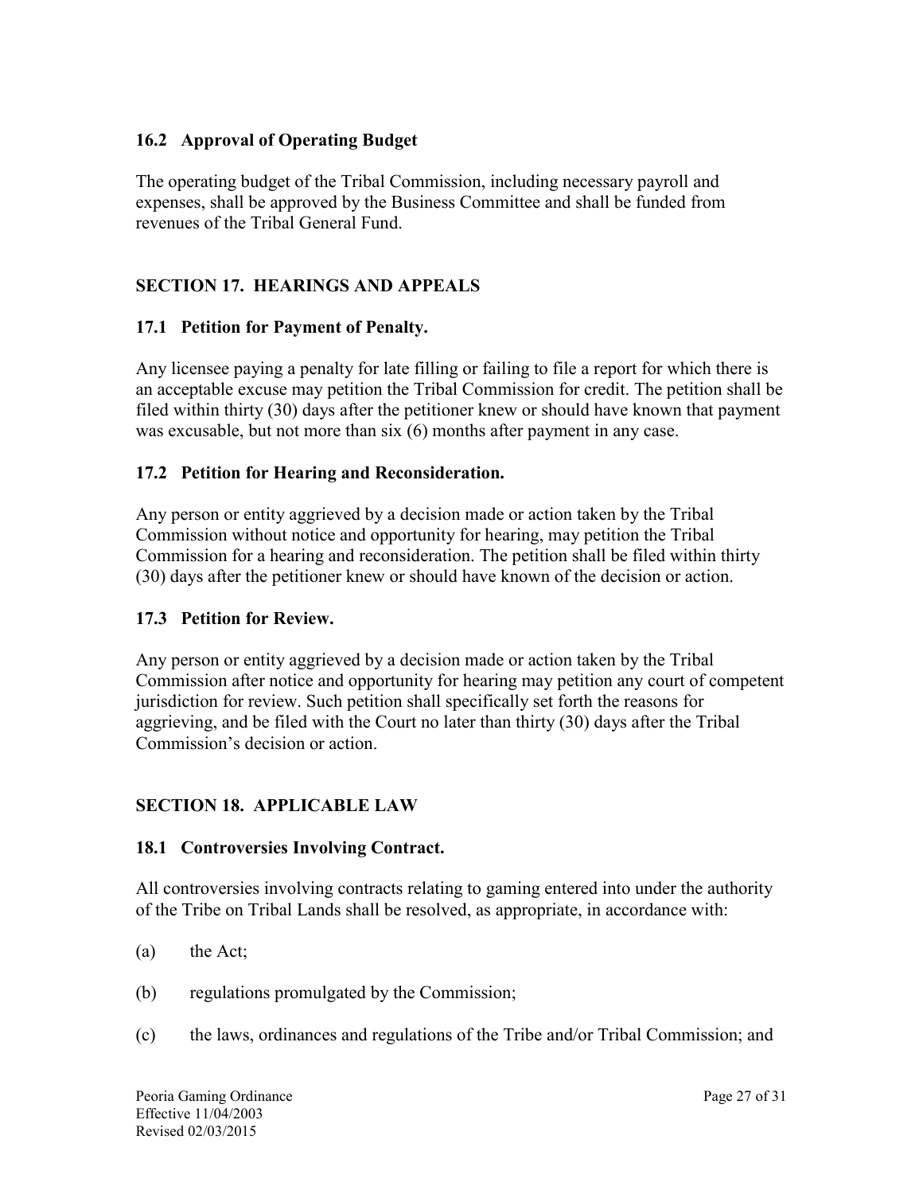### 16.2 Approval of Operating Budget

The operating budget of the Tribal Commission, including necessary payroll and expenses, shall be approved by the Business Committee and shall be funded from revenues of the Tribal General Fund.

## SECTION 17. HEARINGS AND APPEALS

### 17.1 Petition for Payment of Penalty.

Any licensee paying a penalty for late filling or failing to file a report for which there is an acceptable excuse may petition the Tribal Commission for credit. The petition shall be filed within thirty (30) days after the petitioner knew or should have known that payment was excusable, but not more than six (6) months after payment in any case.

### 17.2 Petition for Hearing and Reconsideration.

Any person or entity aggrieved by a decision made or action taken by the Tribal Commission without notice and opportunity for hearing, may petition the Tribal Commission for a hearing and reconsideration. The petition shall be filed within thirty (30) days after the petitioner knew or should have known of the decision or action.

### 17.3 Petition for Review.

Any person or entity aggrieved by a decision made or action taken by the Tribal Commission after notice and opportunity for hearing may petition any court of competent jurisdiction for review. Such petition shall specifically set forth the reasons for aggrieving, and be filed with the Court no later than thirty (30) days after the Tribal Commission's decision or action.

## SECTION 18. APPLICABLE LAW

### 18.1 Controversies Involving Contract.

All controversies involving contracts relating to gaming entered into under the authority of the Tribe on Tribal Lands shall be resolved, as appropriate, in accordance with:

(a) the Act;

(b) regulations promulgated by the Commission;

(c) the laws, ordinances and regulations of the Tribe and/or Tribal Commission; and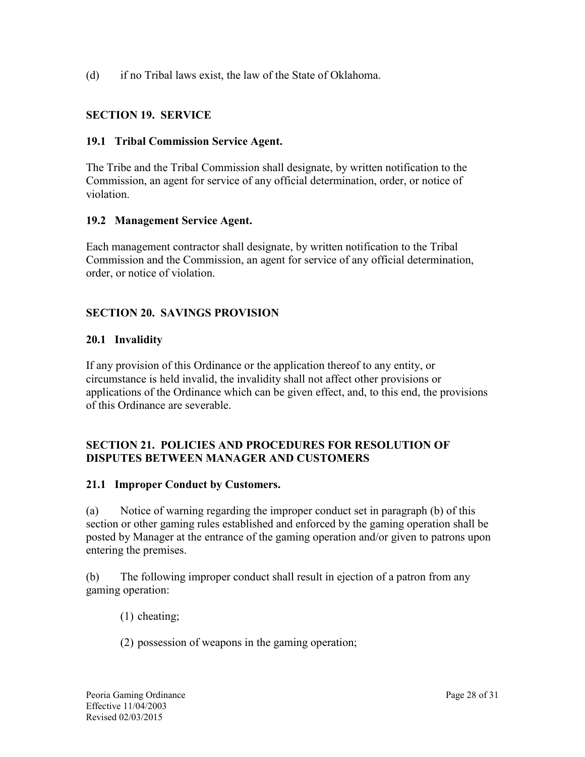(d) if no Tribal laws exist, the law of the State of Oklahoma.

## SECTION 19. SERVICE

### 19.1 Tribal Commission Service Agent.

The Tribe and the Tribal Commission shall designate, by written notification to the Commission, an agent for service of any official determination, order, or notice of violation.

### 19.2 Management Service Agent.

Each management contractor shall designate, by written notification to the Tribal Commission and the Commission, an agent for service of any official determination, order, or notice of violation.

## SECTION 20. SAVINGS PROVISION

### 20.1 Invalidity

If any provision of this Ordinance or the application thereof to any entity, or circumstance is held invalid, the invalidity shall not affect other provisions or applications of the Ordinance which can be given effect, and, to this end, the provisions of this Ordinance are severable.

## SECTION 21. POLICIES AND PROCEDURES FOR RESOLUTION OF DISPUTES BETWEEN MANAGER AND CUSTOMERS

### 21.1 Improper Conduct by Customers.

(a) Notice of warning regarding the improper conduct set in paragraph (b) of this section or other gaming rules established and enforced by the gaming operation shall be posted by Manager at the entrance of the gaming operation and/or given to patrons upon entering the premises.

(b) The following improper conduct shall result in ejection of a patron from any gaming operation:

(1) cheating;

(2) possession of weapons in the gaming operation;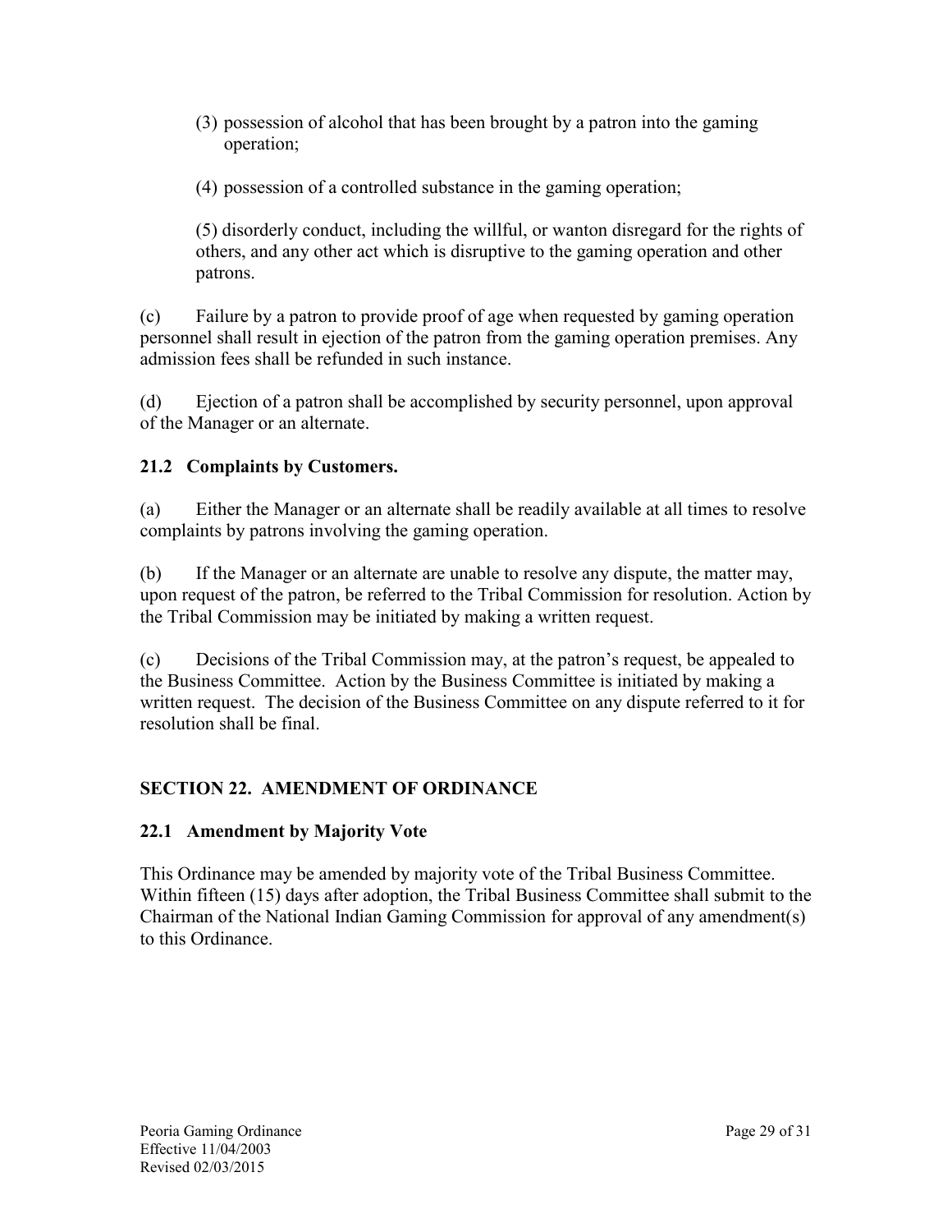(3) possession of alcohol that has been brought by a patron into the gaming operation;

(4) possession of a controlled substance in the gaming operation;

(5) disorderly conduct, including the willful, or wanton disregard for the rights of others, and any other act which is disruptive to the gaming operation and other patrons.

(c) Failure by a patron to provide proof of age when requested by gaming operation personnel shall result in ejection of the patron from the gaming operation premises. Any admission fees shall be refunded in such instance.

(d) Ejection of a patron shall be accomplished by security personnel, upon approval of the Manager or an alternate.

### 21.2 Complaints by Customers.

(a) Either the Manager or an alternate shall be readily available at all times to resolve complaints by patrons involving the gaming operation.

(b) If the Manager or an alternate are unable to resolve any dispute, the matter may, upon request of the patron, be referred to the Tribal Commission for resolution. Action by the Tribal Commission may be initiated by making a written request.

(c) Decisions of the Tribal Commission may, at the patron's request, be appealed to the Business Committee. Action by the Business Committee is initiated by making a written request. The decision of the Business Committee on any dispute referred to it for resolution shall be final.

## SECTION 22. AMENDMENT OF ORDINANCE

### 22.1 Amendment by Majority Vote

This Ordinance may be amended by majority vote of the Tribal Business Committee. Within fifteen (15) days after adoption, the Tribal Business Committee shall submit to the Chairman of the National Indian Gaming Commission for approval of any amendment(s) to this Ordinance.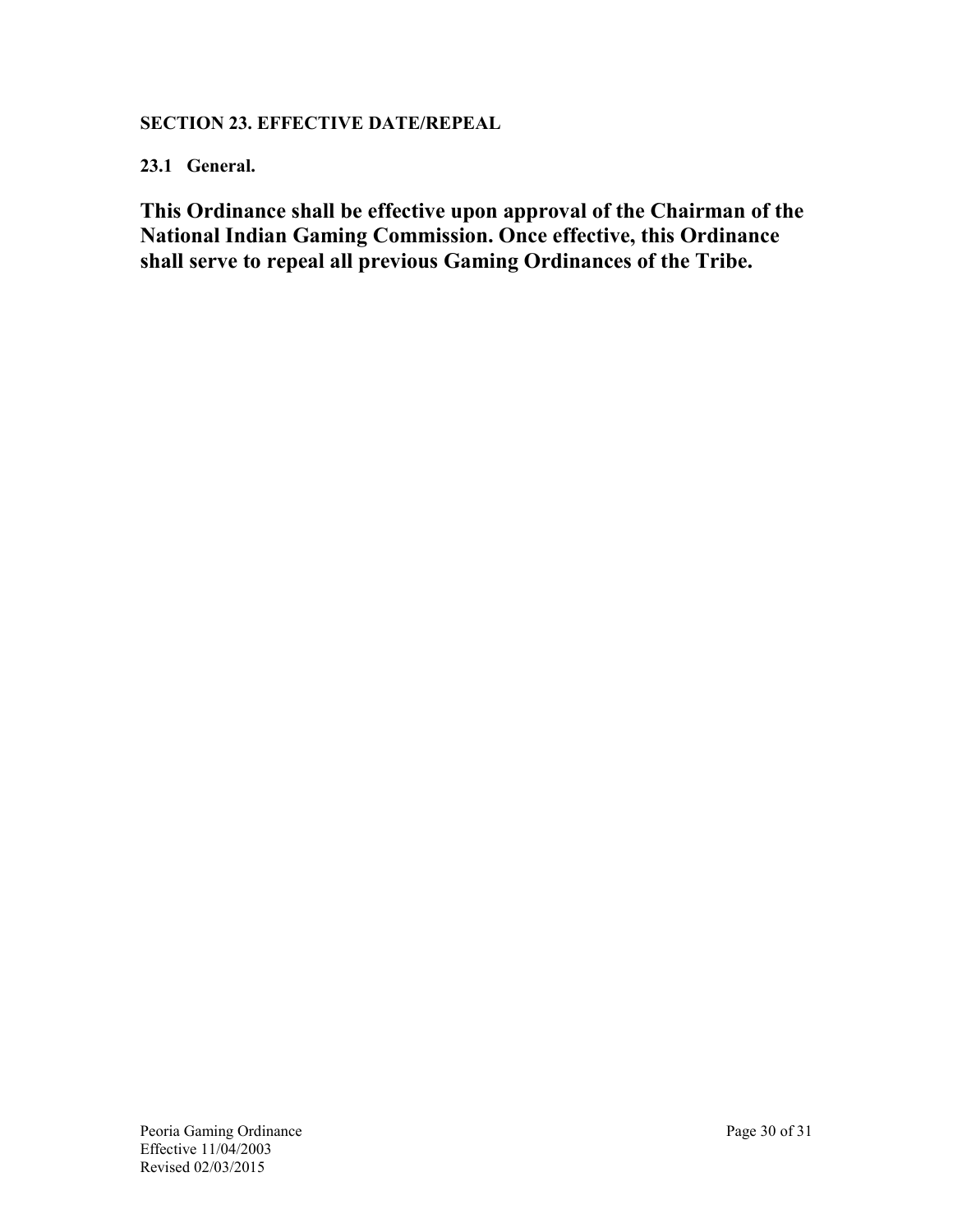## SECTION 23. EFFECTIVE DATE/REPEAL

### 23.1 General.

**This Ordinance shall be effective upon approval of the Chairman of the National Indian Gaming Commission. Once effective, this Ordinance shall serve to repeal all previous Gaming Ordinances of the Tribe.**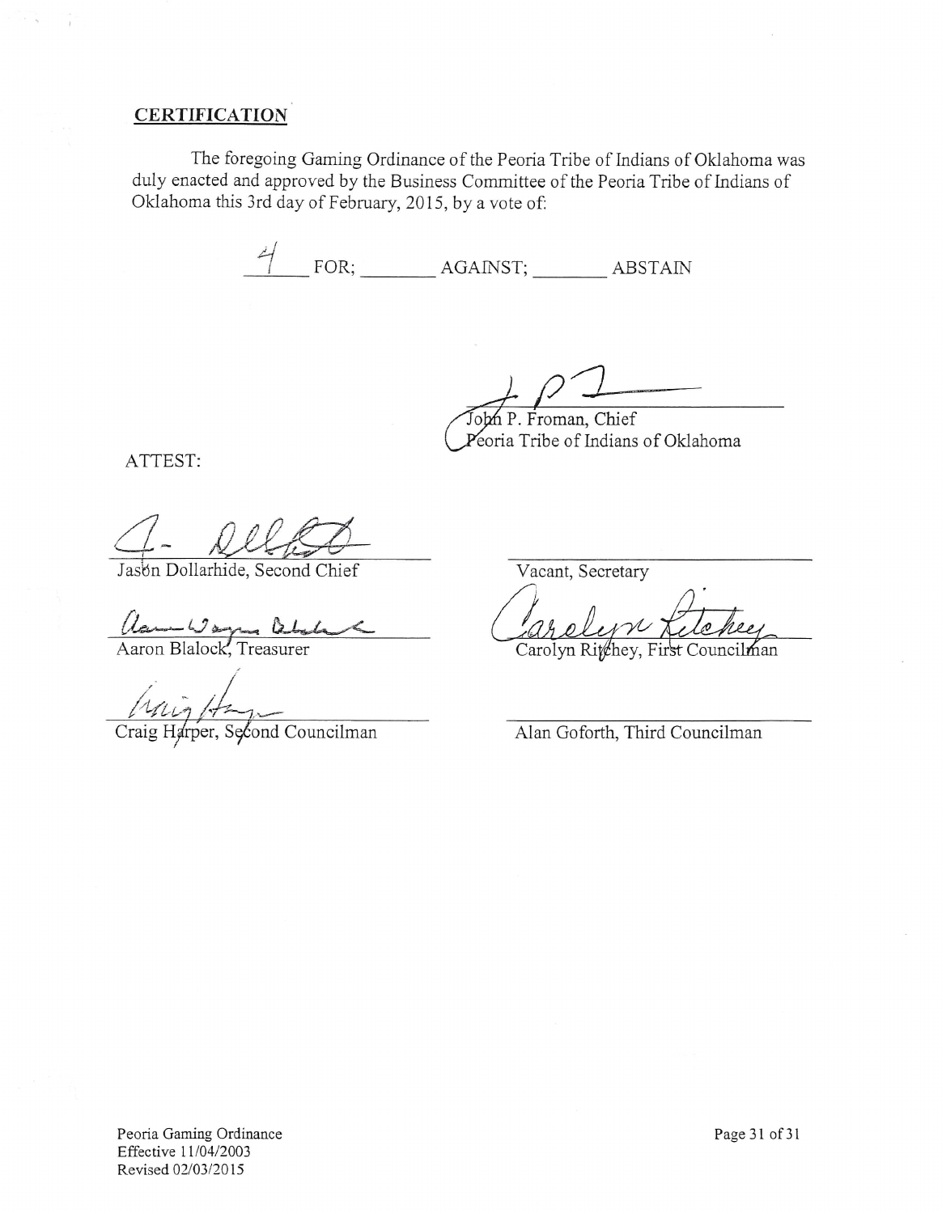## CERTIFICATION

The foregoing Gaming Ordinance of the Peoria Tribe of Indians of Oklahoma was duly enacted and approved by the Business Committee of the Peoria Tribe of Indians of Oklahoma this 3rd day of February, 2015, by a vote of:

4 FOR; \_\_\_\_\_\_\_ AGAINST; \_\_\_\_\_\_\_ ABSTAIN

John P. Froman, Chief
Peoria Tribe of Indians of Oklahoma

ATTEST:

Jason Dollarhide, Second Chief

Vacant, Secretary

Aaron Blalock, Treasurer

Carolyn Ritchey, First Councilman

Craig Harper, Second Councilman

Alan Goforth, Third Councilman

Peoria Gaming Ordinance
Effective 11/04/2003
Revised 02/03/2015